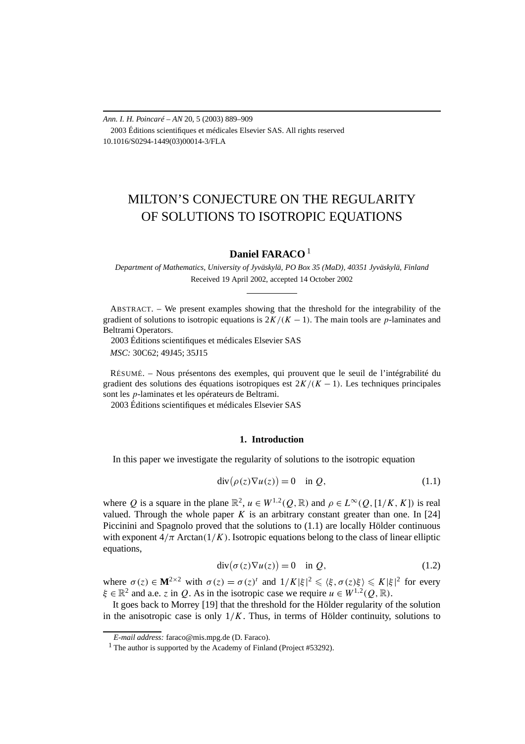# MILTON'S CONJECTURE ON THE REGULARITY OF SOLUTIONS TO ISOTROPIC EQUATIONS

**Daniel FARACO** [1]

*Department of Mathematics, University of Jyväskylä, PO Box 35 (MaD), 40351 Jyväskylä, Finland*

Received 19 April 2002, accepted 14 October 2002

---

ABSTRACT. – We present examples showing that the threshold for the integrability of the gradient of solutions to isotropic equations is $2K/(K-1)$. The main tools are $p$-laminates and Beltrami Operators.

2003 Éditions scientifiques et médicales Elsevier SAS

*MSC:* 30C62; 49J45; 35J15

RÉSUMÉ. – Nous présentons des exemples, qui prouvent que le seuil de l'intégrabilité du gradient des solutions des équations isotropiques est $2K/(K-1)$. Les techniques principales sont les $p$-laminates et les opérateurs de Beltrami.

2003 Éditions scientifiques et médicales Elsevier SAS

## 1. Introduction

In this paper we investigate the regularity of solutions to the isotropic equation

$$\operatorname{div}\big(\rho(z)\nabla u(z)\big) = 0 \quad \text{in } Q, \tag{1.1}$$

where $Q$ is a square in the plane $\mathbb{R}^2$, $u \in W^{1,2}(Q,\mathbb{R})$ and $\rho \in L^\infty(Q,[1/K,K])$ is real valued. Through the whole paper $K$ is an arbitrary constant greater than one. In [24] Piccinini and Spagnolo proved that the solutions to (1.1) are locally Hölder continuous with exponent $4/\pi \operatorname{Arctan}(1/K)$. Isotropic equations belong to the class of linear elliptic equations,

$$\operatorname{div}\big(\sigma(z)\nabla u(z)\big) = 0 \quad \text{in } Q, \tag{1.2}$$

where $\sigma(z) \in \mathbf{M}^{2\times 2}$ with $\sigma(z) = \sigma(z)^t$ and $1/K|\xi|^2 \leqslant \langle \xi, \sigma(z)\xi\rangle \leqslant K|\xi|^2$ for every $\xi \in \mathbb{R}^2$ and a.e. $z$ in $Q$. As in the isotropic case we require $u \in W^{1,2}(Q,\mathbb{R})$.

It goes back to Morrey [19] that the threshold for the Hölder regularity of the solution in the anisotropic case is only $1/K$. Thus, in terms of Hölder continuity, solutions to

---

*E-mail address:* faraco@mis.mpg.de (D. Faraco).

[1] The author is supported by the Academy of Finland (Project #53292).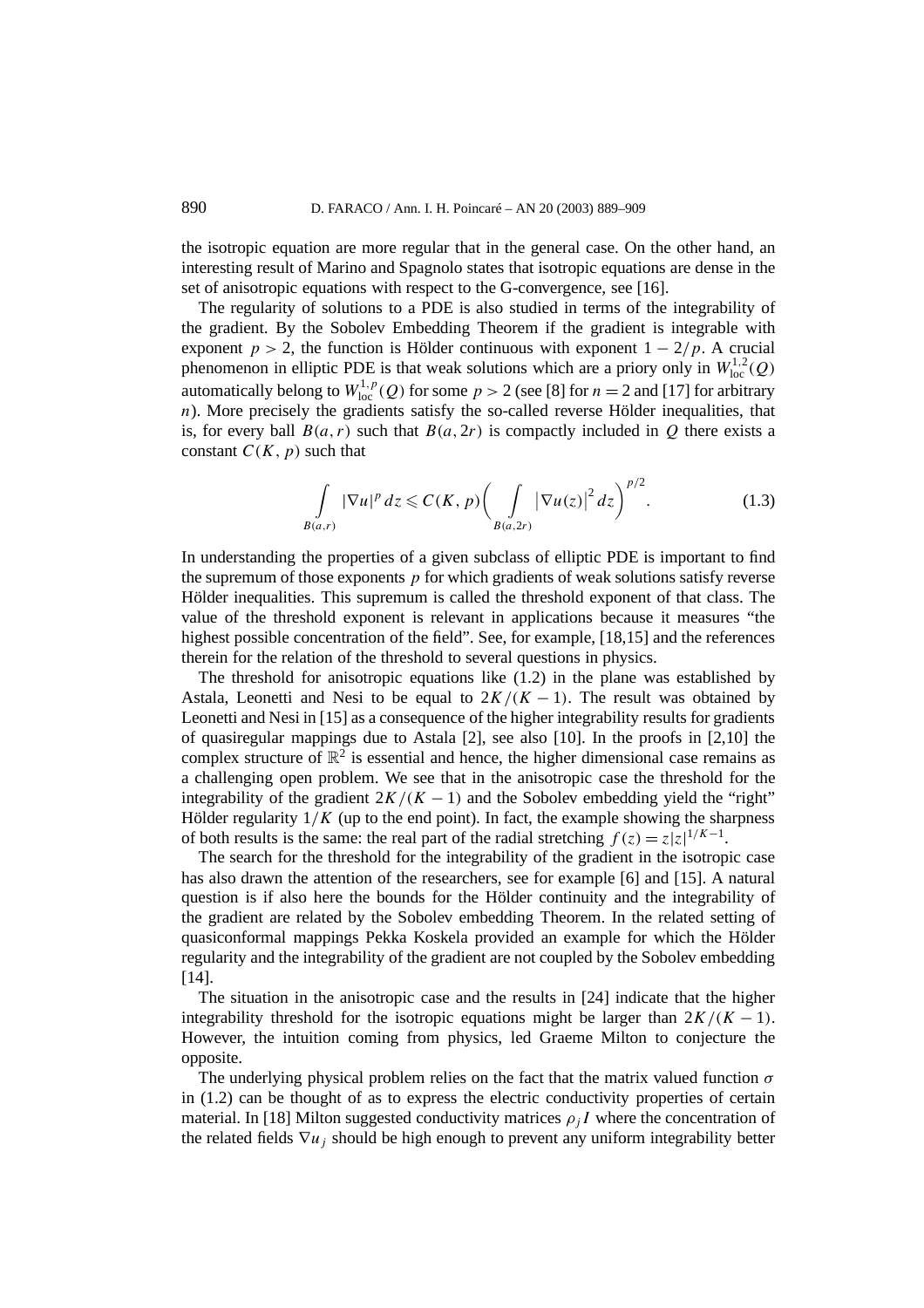the isotropic equation are more regular that in the general case. On the other hand, an interesting result of Marino and Spagnolo states that isotropic equations are dense in the set of anisotropic equations with respect to the G-convergence, see [16].

The regularity of solutions to a PDE is also studied in terms of the integrability of the gradient. By the Sobolev Embedding Theorem if the gradient is integrable with exponent $p > 2$, the function is Hölder continuous with exponent $1 - 2/p$. A crucial phenomenon in elliptic PDE is that weak solutions which are a priory only in $W^{1,2}_{\mathrm{loc}}(Q)$ automatically belong to $W^{1,p}_{\mathrm{loc}}(Q)$ for some $p > 2$ (see [8] for $n = 2$ and [17] for arbitrary $n$). More precisely the gradients satisfy the so-called reverse Hölder inequalities, that is, for every ball $B(a,r)$ such that $B(a,2r)$ is compactly included in $Q$ there exists a constant $C(K,p)$ such that

$$\int\limits_{B(a,r)} |\nabla u|^p \, dz \leqslant C(K,p) \Bigg( \int\limits_{B(a,2r)} \big|\nabla u(z)\big|^2 \, dz \Bigg)^{p/2}. \tag{1.3}$$

In understanding the properties of a given subclass of elliptic PDE is important to find the supremum of those exponents $p$ for which gradients of weak solutions satisfy reverse Hölder inequalities. This supremum is called the threshold exponent of that class. The value of the threshold exponent is relevant in applications because it measures "the highest possible concentration of the field". See, for example, [18,15] and the references therein for the relation of the threshold to several questions in physics.

The threshold for anisotropic equations like (1.2) in the plane was established by Astala, Leonetti and Nesi to be equal to $2K/(K-1)$. The result was obtained by Leonetti and Nesi in [15] as a consequence of the higher integrability results for gradients of quasiregular mappings due to Astala [2], see also [10]. In the proofs in [2,10] the complex structure of $\mathbb{R}^2$ is essential and hence, the higher dimensional case remains as a challenging open problem. We see that in the anisotropic case the threshold for the integrability of the gradient $2K/(K-1)$ and the Sobolev embedding yield the "right" Hölder regularity $1/K$ (up to the end point). In fact, the example showing the sharpness of both results is the same: the real part of the radial stretching $f(z) = z|z|^{1/K-1}$.

The search for the threshold for the integrability of the gradient in the isotropic case has also drawn the attention of the researchers, see for example [6] and [15]. A natural question is if also here the bounds for the Hölder continuity and the integrability of the gradient are related by the Sobolev embedding Theorem. In the related setting of quasiconformal mappings Pekka Koskela provided an example for which the Hölder regularity and the integrability of the gradient are not coupled by the Sobolev embedding [14].

The situation in the anisotropic case and the results in [24] indicate that the higher integrability threshold for the isotropic equations might be larger than $2K/(K-1)$. However, the intuition coming from physics, led Graeme Milton to conjecture the opposite.

The underlying physical problem relies on the fact that the matrix valued function $\sigma$ in (1.2) can be thought of as to express the electric conductivity properties of certain material. In [18] Milton suggested conductivity matrices $\rho_j I$ where the concentration of the related fields $\nabla u_j$ should be high enough to prevent any uniform integrability better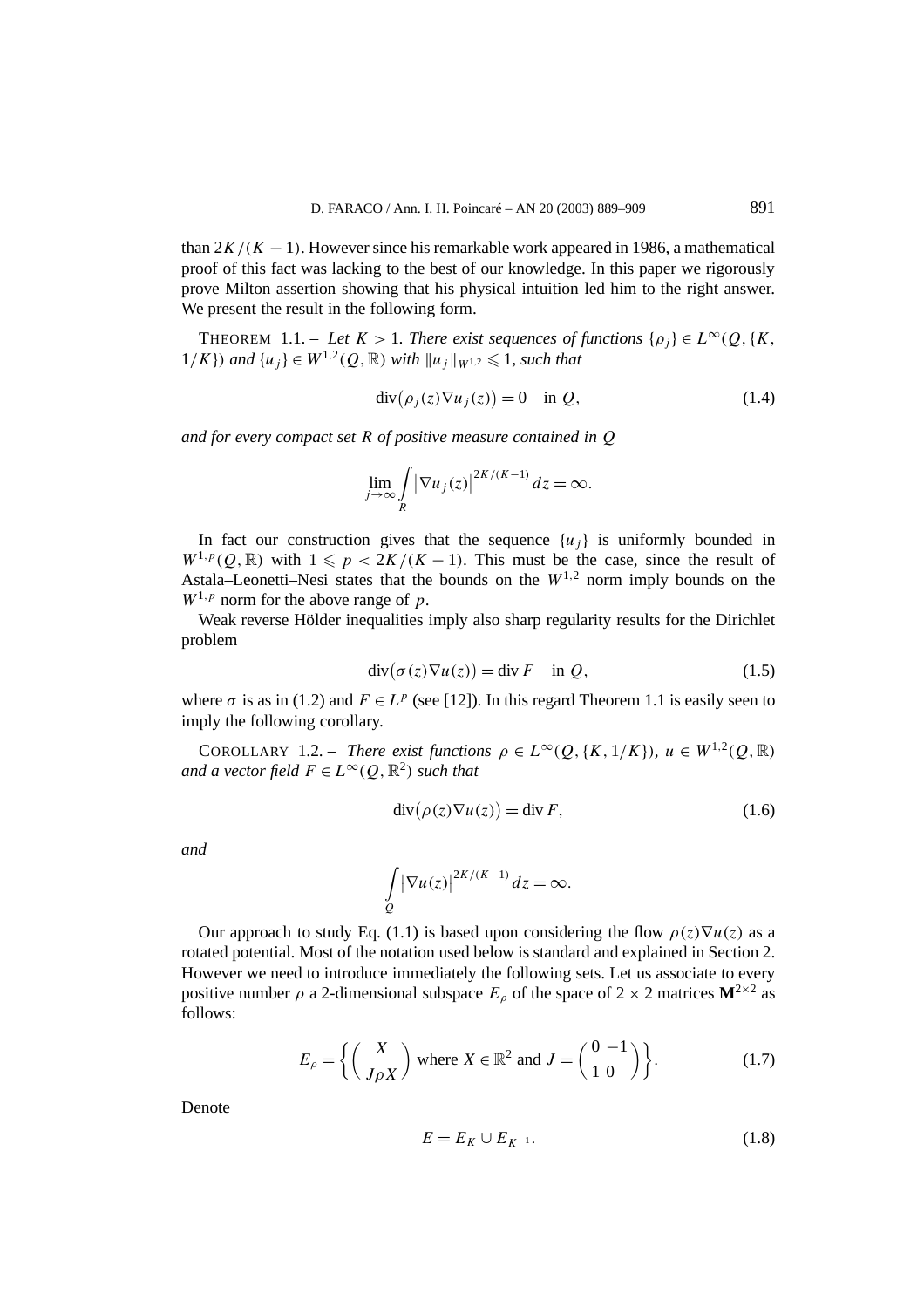than $2K/(K-1)$. However since his remarkable work appeared in 1986, a mathematical proof of this fact was lacking to the best of our knowledge. In this paper we rigorously prove Milton assertion showing that his physical intuition led him to the right answer. We present the result in the following form.

THEOREM 1.1. – *Let $K > 1$. There exist sequences of functions $\{\rho_j\} \in L^\infty(Q, \{K, 1/K\})$ and $\{u_j\} \in W^{1,2}(Q, \mathbb{R})$ with $\|u_j\|_{W^{1,2}} \leqslant 1$, such that*

$$\operatorname{div}\big(\rho_j(z)\nabla u_j(z)\big) = 0 \quad \text{in } Q, \tag{1.4}$$

*and for every compact set $R$ of positive measure contained in $Q$*

$$\lim_{j\to\infty} \int_R \big|\nabla u_j(z)\big|^{2K/(K-1)}\,dz = \infty.$$

In fact our construction gives that the sequence $\{u_j\}$ is uniformly bounded in $W^{1,p}(Q, \mathbb{R})$ with $1 \leqslant p < 2K/(K-1)$. This must be the case, since the result of Astala–Leonetti–Nesi states that the bounds on the $W^{1,2}$ norm imply bounds on the $W^{1,p}$ norm for the above range of $p$.

Weak reverse Hölder inequalities imply also sharp regularity results for the Dirichlet problem

$$\operatorname{div}\big(\sigma(z)\nabla u(z)\big) = \operatorname{div} F \quad \text{in } Q, \tag{1.5}$$

where $\sigma$ is as in (1.2) and $F \in L^p$ (see [12]). In this regard Theorem 1.1 is easily seen to imply the following corollary.

COROLLARY 1.2. – *There exist functions $\rho \in L^\infty(Q, \{K, 1/K\})$, $u \in W^{1,2}(Q, \mathbb{R})$ and a vector field $F \in L^\infty(Q, \mathbb{R}^2)$ such that*

$$\operatorname{div}\big(\rho(z)\nabla u(z)\big) = \operatorname{div} F, \tag{1.6}$$

*and*

$$\int_Q \big|\nabla u(z)\big|^{2K/(K-1)}\,dz = \infty.$$

Our approach to study Eq. (1.1) is based upon considering the flow $\rho(z)\nabla u(z)$ as a rotated potential. Most of the notation used below is standard and explained in Section 2. However we need to introduce immediately the following sets. Let us associate to every positive number $\rho$ a 2-dimensional subspace $E_\rho$ of the space of $2 \times 2$ matrices $\mathbf{M}^{2\times 2}$ as follows:

$$E_\rho = \left\{ \begin{pmatrix} X \\ J\rho X \end{pmatrix} \text{ where } X \in \mathbb{R}^2 \text{ and } J = \begin{pmatrix} 0 & -1 \\ 1 & 0 \end{pmatrix} \right\}. \tag{1.7}$$

Denote

$$E = E_K \cup E_{K^{-1}}. \tag{1.8}$$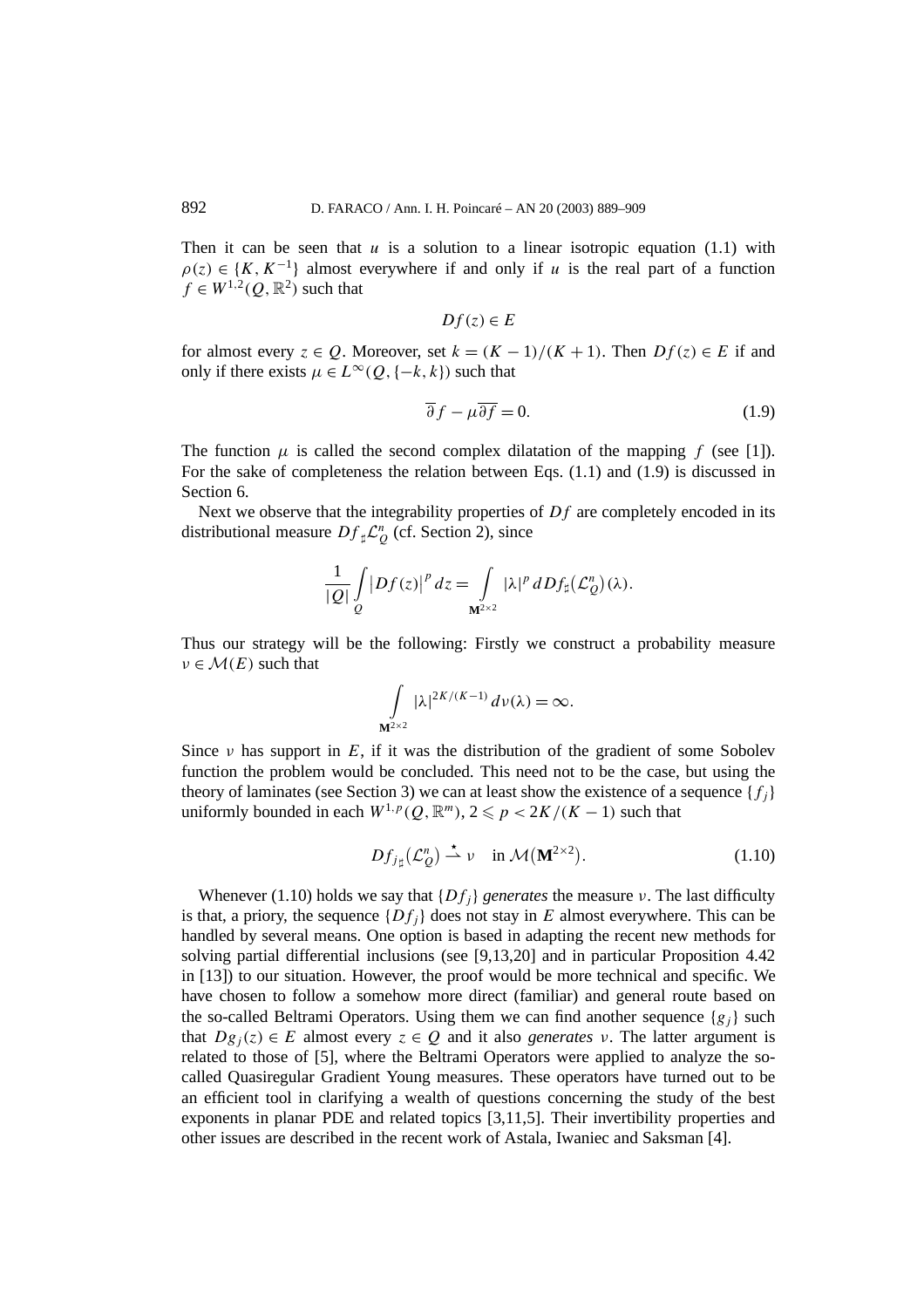Then it can be seen that $u$ is a solution to a linear isotropic equation (1.1) with $\rho(z) \in \{K, K^{-1}\}$ almost everywhere if and only if $u$ is the real part of a function $f \in W^{1,2}(Q, \mathbb{R}^2)$ such that

$$Df(z) \in E$$

for almost every $z \in Q$. Moreover, set $k = (K-1)/(K+1)$. Then $Df(z) \in E$ if and only if there exists $\mu \in L^\infty(Q, \{-k, k\})$ such that

$$\overline{\partial} f - \mu \overline{\partial f} = 0. \tag{1.9}$$

The function $\mu$ is called the second complex dilatation of the mapping $f$ (see [1]). For the sake of completeness the relation between Eqs. (1.1) and (1.9) is discussed in Section 6.

Next we observe that the integrability properties of $Df$ are completely encoded in its distributional measure $Df_\sharp \mathcal{L}^n_Q$ (cf. Section 2), since

$$\frac{1}{|Q|} \int_Q |Df(z)|^p \, dz = \int_{\mathbf{M}^{2\times 2}} |\lambda|^p \, dDf_\sharp(\mathcal{L}^n_Q)(\lambda).$$

Thus our strategy will be the following: Firstly we construct a probability measure $\nu \in \mathcal{M}(E)$ such that

$$\int_{\mathbf{M}^{2\times 2}} |\lambda|^{2K/(K-1)} \, d\nu(\lambda) = \infty.$$

Since $\nu$ has support in $E$, if it was the distribution of the gradient of some Sobolev function the problem would be concluded. This need not to be the case, but using the theory of laminates (see Section 3) we can at least show the existence of a sequence $\{f_j\}$ uniformly bounded in each $W^{1,p}(Q, \mathbb{R}^m)$, $2 \leqslant p < 2K/(K-1)$ such that

$$Df_{j_\sharp}(\mathcal{L}^n_Q) \overset{\star}{\rightharpoonup} \nu \quad \text{in } \mathcal{M}(\mathbf{M}^{2\times 2}). \tag{1.10}$$

Whenever (1.10) holds we say that $\{Df_j\}$ *generates* the measure $\nu$. The last difficulty is that, a priory, the sequence $\{Df_j\}$ does not stay in $E$ almost everywhere. This can be handled by several means. One option is based in adapting the recent new methods for solving partial differential inclusions (see [9,13,20] and in particular Proposition 4.42 in [13]) to our situation. However, the proof would be more technical and specific. We have chosen to follow a somehow more direct (familiar) and general route based on the so-called Beltrami Operators. Using them we can find another sequence $\{g_j\}$ such that $Dg_j(z) \in E$ almost every $z \in Q$ and it also *generates* $\nu$. The latter argument is related to those of [5], where the Beltrami Operators were applied to analyze the so-called Quasiregular Gradient Young measures. These operators have turned out to be an efficient tool in clarifying a wealth of questions concerning the study of the best exponents in planar PDE and related topics [3,11,5]. Their invertibility properties and other issues are described in the recent work of Astala, Iwaniec and Saksman [4].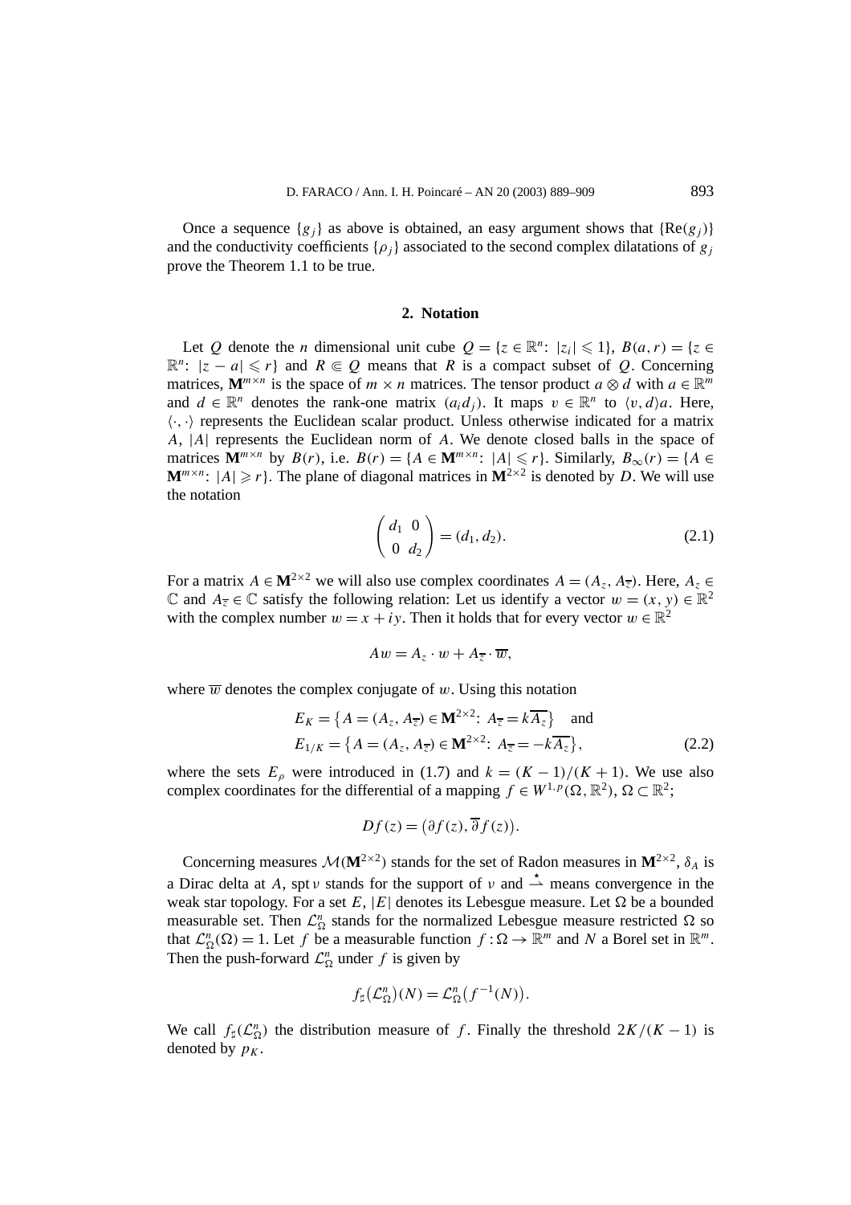Once a sequence $\{g_j\}$ as above is obtained, an easy argument shows that $\{\mathrm{Re}(g_j)\}$ and the conductivity coefficients $\{\rho_j\}$ associated to the second complex dilatations of $g_j$ prove the Theorem 1.1 to be true.

## 2. Notation

Let $Q$ denote the $n$ dimensional unit cube $Q = \{z \in \mathbb{R}^n\colon\ |z_i| \leqslant 1\}$, $B(a, r) = \{z \in \mathbb{R}^n\colon\ |z - a| \leqslant r\}$ and $R \Subset Q$ means that $R$ is a compact subset of $Q$. Concerning matrices, $\mathbf{M}^{m\times n}$ is the space of $m \times n$ matrices. The tensor product $a \otimes d$ with $a \in \mathbb{R}^m$ and $d \in \mathbb{R}^n$ denotes the rank-one matrix $(a_i d_j)$. It maps $v \in \mathbb{R}^n$ to $\langle v, d\rangle a$. Here, $\langle\cdot,\cdot\rangle$ represents the Euclidean scalar product. Unless otherwise indicated for a matrix $A$, $|A|$ represents the Euclidean norm of $A$. We denote closed balls in the space of matrices $\mathbf{M}^{m\times n}$ by $B(r)$, i.e. $B(r) = \{A \in \mathbf{M}^{m\times n}\colon\ |A| \leqslant r\}$. Similarly, $B_\infty(r) = \{A \in \mathbf{M}^{m\times n}\colon\ |A| \geqslant r\}$. The plane of diagonal matrices in $\mathbf{M}^{2\times 2}$ is denoted by $D$. We will use the notation

$$\begin{pmatrix} d_1 & 0 \\ 0 & d_2 \end{pmatrix} = (d_1, d_2). \tag{2.1}$$

For a matrix $A \in \mathbf{M}^{2\times 2}$ we will also use complex coordinates $A = (A_z, A_{\overline{z}})$. Here, $A_z \in \mathbb{C}$ and $A_{\overline{z}} \in \mathbb{C}$ satisfy the following relation: Let us identify a vector $w = (x, y) \in \mathbb{R}^2$ with the complex number $w = x + iy$. Then it holds that for every vector $w \in \mathbb{R}^2$

$$Aw = A_z \cdot w + A_{\overline{z}} \cdot \overline{w},$$

where $\overline{w}$ denotes the complex conjugate of $w$. Using this notation

$$\begin{aligned} E_K &= \{A = (A_z, A_{\overline{z}}) \in \mathbf{M}^{2\times 2}\colon\ A_{\overline{z}} = k\overline{A_z}\} \quad \text{and} \\ E_{1/K} &= \{A = (A_z, A_{\overline{z}}) \in \mathbf{M}^{2\times 2}\colon\ A_{\overline{z}} = -k\overline{A_z}\}, \end{aligned} \tag{2.2}$$

where the sets $E_\rho$ were introduced in (1.7) and $k = (K-1)/(K+1)$. We use also complex coordinates for the differential of a mapping $f \in W^{1,p}(\Omega, \mathbb{R}^2)$, $\Omega \subset \mathbb{R}^2$;

$$Df(z) = \big(\partial f(z), \overline{\partial} f(z)\big).$$

Concerning measures $\mathcal{M}(\mathbf{M}^{2\times 2})$ stands for the set of Radon measures in $\mathbf{M}^{2\times 2}$, $\delta_A$ is a Dirac delta at $A$, $\operatorname{spt}\nu$ stands for the support of $\nu$ and $\overset{\star}{\rightharpoonup}$ means convergence in the weak star topology. For a set $E$, $|E|$ denotes its Lebesgue measure. Let $\Omega$ be a bounded measurable set. Then $\mathcal{L}^n_\Omega$ stands for the normalized Lebesgue measure restricted $\Omega$ so that $\mathcal{L}^n_\Omega(\Omega) = 1$. Let $f$ be a measurable function $f\colon \Omega \to \mathbb{R}^m$ and $N$ a Borel set in $\mathbb{R}^m$. Then the push-forward $\mathcal{L}^n_\Omega$ under $f$ is given by

$$f_\sharp\big(\mathcal{L}^n_\Omega\big)(N) = \mathcal{L}^n_\Omega\big(f^{-1}(N)\big).$$

We call $f_\sharp(\mathcal{L}^n_\Omega)$ the distribution measure of $f$. Finally the threshold $2K/(K-1)$ is denoted by $p_K$.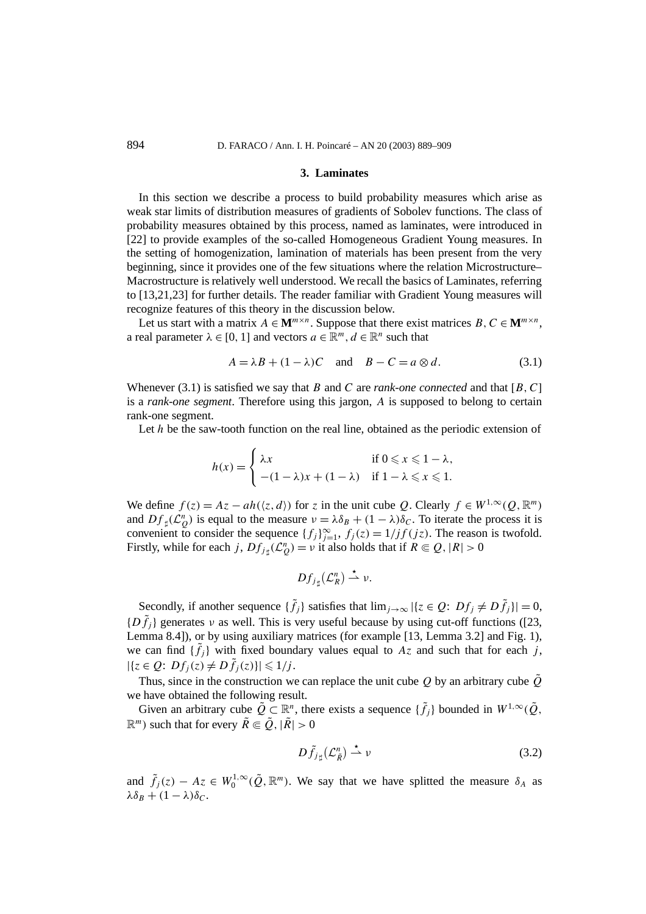## 3. Laminates

In this section we describe a process to build probability measures which arise as weak star limits of distribution measures of gradients of Sobolev functions. The class of probability measures obtained by this process, named as laminates, were introduced in [22] to provide examples of the so-called Homogeneous Gradient Young measures. In the setting of homogenization, lamination of materials has been present from the very beginning, since it provides one of the few situations where the relation Microstructure–Macrostructure is relatively well understood. We recall the basics of Laminates, referring to [13,21,23] for further details. The reader familiar with Gradient Young measures will recognize features of this theory in the discussion below.

Let us start with a matrix $A \in \mathbf{M}^{m\times n}$. Suppose that there exist matrices $B, C \in \mathbf{M}^{m\times n}$, a real parameter $\lambda \in [0,1]$ and vectors $a \in \mathbb{R}^m$, $d \in \mathbb{R}^n$ such that

$$A = \lambda B + (1-\lambda)C \quad \text{and} \quad B - C = a \otimes d. \tag{3.1}$$

Whenever (3.1) is satisfied we say that $B$ and $C$ are *rank-one connected* and that $[B, C]$ is a *rank-one segment*. Therefore using this jargon, $A$ is supposed to belong to certain rank-one segment.

Let $h$ be the saw-tooth function on the real line, obtained as the periodic extension of

$$h(x) = \begin{cases} \lambda x & \text{if } 0 \leqslant x \leqslant 1-\lambda, \\ -(1-\lambda)x + (1-\lambda) & \text{if } 1-\lambda \leqslant x \leqslant 1. \end{cases}$$

We define $f(z) = Az - ah(\langle z, d\rangle)$ for $z$ in the unit cube $Q$. Clearly $f \in W^{1,\infty}(Q, \mathbb{R}^m)$ and $Df_\sharp(\mathcal{L}^n_Q)$ is equal to the measure $\nu = \lambda\delta_B + (1-\lambda)\delta_C$. To iterate the process it is convenient to consider the sequence $\{f_j\}_{j=1}^\infty$, $f_j(z) = 1/jf(jz)$. The reason is twofold. Firstly, while for each $j$, $Df_{j_\sharp}(\mathcal{L}^n_Q) = \nu$ it also holds that if $R \Subset Q$, $|R| > 0$

$$Df_{j_\sharp}(\mathcal{L}^n_R) \overset{\star}{\rightharpoonup} \nu.$$

Secondly, if another sequence $\{\tilde{f}_j\}$ satisfies that $\lim_{j\to\infty} |\{z \in Q\colon Df_j \neq D\tilde{f}_j\}| = 0$, $\{D\tilde{f}_j\}$ generates $\nu$ as well. This is very useful because by using cut-off functions ([23, Lemma 8.4]), or by using auxiliary matrices (for example [13, Lemma 3.2] and Fig. 1), we can find $\{\tilde{f}_j\}$ with fixed boundary values equal to $Az$ and such that for each $j$, $|\{z \in Q\colon Df_j(z) \neq D\tilde{f}_j(z)\}| \leqslant 1/j$.

Thus, since in the construction we can replace the unit cube $Q$ by an arbitrary cube $\tilde{Q}$ we have obtained the following result.

Given an arbitrary cube $\tilde{Q} \subset \mathbb{R}^n$, there exists a sequence $\{\tilde{f}_j\}$ bounded in $W^{1,\infty}(\tilde{Q}, \mathbb{R}^m)$ such that for every $\tilde{R} \Subset \tilde{Q}$, $|\tilde{R}| > 0$

$$D\tilde{f}_{j_\sharp}(\mathcal{L}^n_{\tilde{R}}) \overset{\star}{\rightharpoonup} \nu \tag{3.2}$$

and $\tilde{f}_j(z) - Az \in W_0^{1,\infty}(\tilde{Q}, \mathbb{R}^m)$. We say that we have splitted the measure $\delta_A$ as $\lambda\delta_B + (1-\lambda)\delta_C$.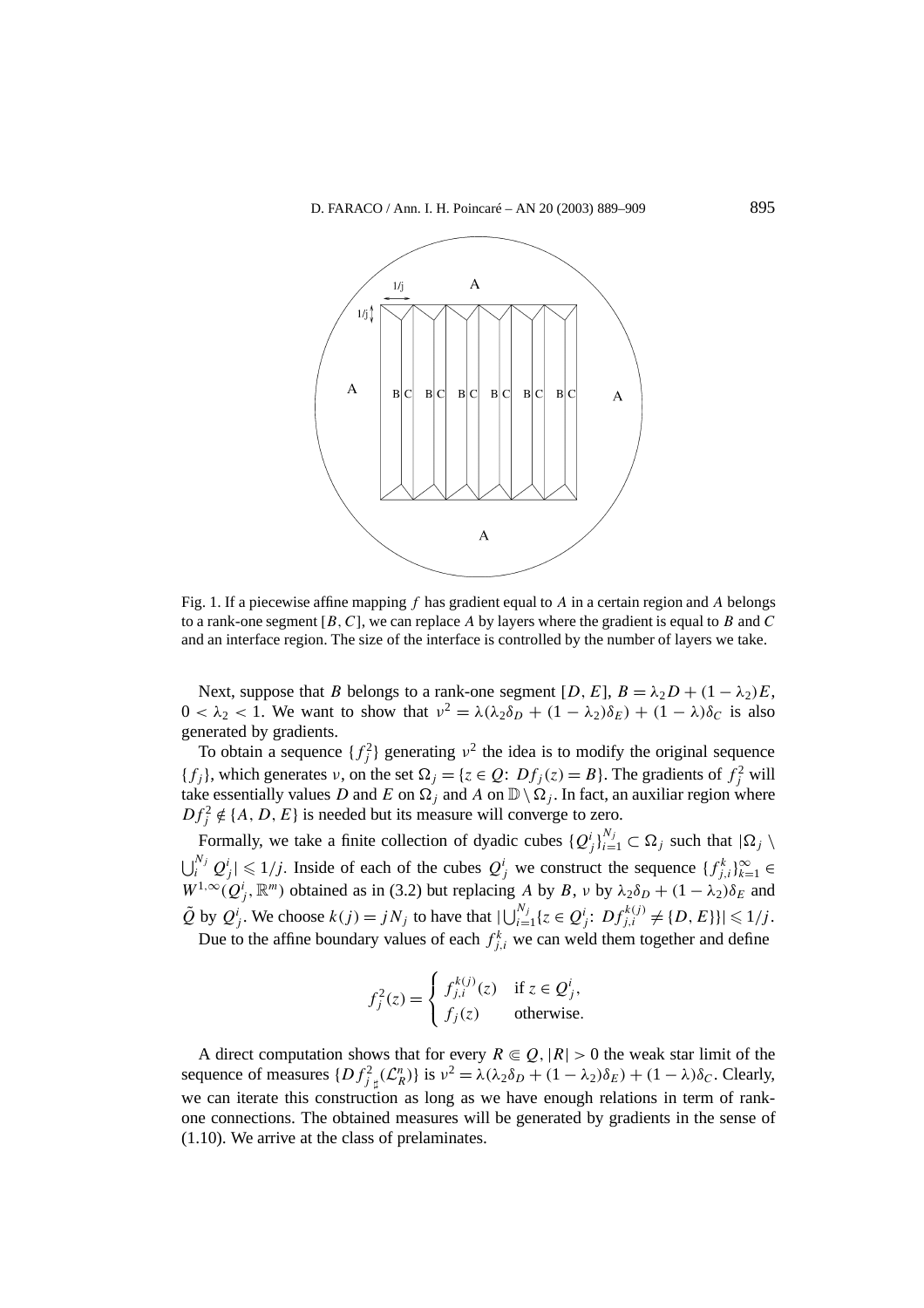Fig. 1. If a piecewise affine mapping $f$ has gradient equal to $A$ in a certain region and $A$ belongs to a rank-one segment $[B, C]$, we can replace $A$ by layers where the gradient is equal to $B$ and $C$ and an interface region. The size of the interface is controlled by the number of layers we take.

Next, suppose that $B$ belongs to a rank-one segment $[D, E]$, $B = \lambda_2 D + (1 - \lambda_2)E$, $0 < \lambda_2 < 1$. We want to show that $\nu^2 = \lambda(\lambda_2 \delta_D + (1 - \lambda_2)\delta_E) + (1 - \lambda)\delta_C$ is also generated by gradients.

To obtain a sequence $\{f_j^2\}$ generating $\nu^2$ the idea is to modify the original sequence $\{f_j\}$, which generates $\nu$, on the set $\Omega_j = \{z \in Q\colon Df_j(z) = B\}$. The gradients of $f_j^2$ will take essentially values $D$ and $E$ on $\Omega_j$ and $A$ on $\mathbb{D} \setminus \Omega_j$. In fact, an auxiliar region where $Df_j^2 \notin \{A, D, E\}$ is needed but its measure will converge to zero.

Formally, we take a finite collection of dyadic cubes $\{Q_j^i\}_{i=1}^{N_j} \subset \Omega_j$ such that $|\Omega_j \setminus \bigcup_i^{N_j} Q_j^i| \leqslant 1/j$. Inside of each of the cubes $Q_j^i$ we construct the sequence $\{f_{j,i}^k\}_{k=1}^{\infty} \in W^{1,\infty}(Q_j^i, \mathbb{R}^m)$ obtained as in (3.2) but replacing $A$ by $B$, $\nu$ by $\lambda_2 \delta_D + (1 - \lambda_2)\delta_E$ and $\tilde{Q}$ by $Q_j^i$. We choose $k(j) = jN_j$ to have that $|\bigcup_{i=1}^{N_j} \{z \in Q_j^i\colon Df_{j,i}^{k(j)} \neq \{D, E\}\}| \leqslant 1/j$.

Due to the affine boundary values of each $f_{j,i}^k$ we can weld them together and define

$$f_j^2(z) = \begin{cases} f_{j,i}^{k(j)}(z) & \text{if } z \in Q_j^i, \\ f_j(z) & \text{otherwise.} \end{cases}$$

A direct computation shows that for every $R \Subset Q$, $|R| > 0$ the weak star limit of the sequence of measures $\{Df_{j\,\sharp}^2(\mathcal{L}_R^n)\}$ is $\nu^2 = \lambda(\lambda_2 \delta_D + (1 - \lambda_2)\delta_E) + (1 - \lambda)\delta_C$. Clearly, we can iterate this construction as long as we have enough relations in term of rank-one connections. The obtained measures will be generated by gradients in the sense of (1.10). We arrive at the class of prelaminates.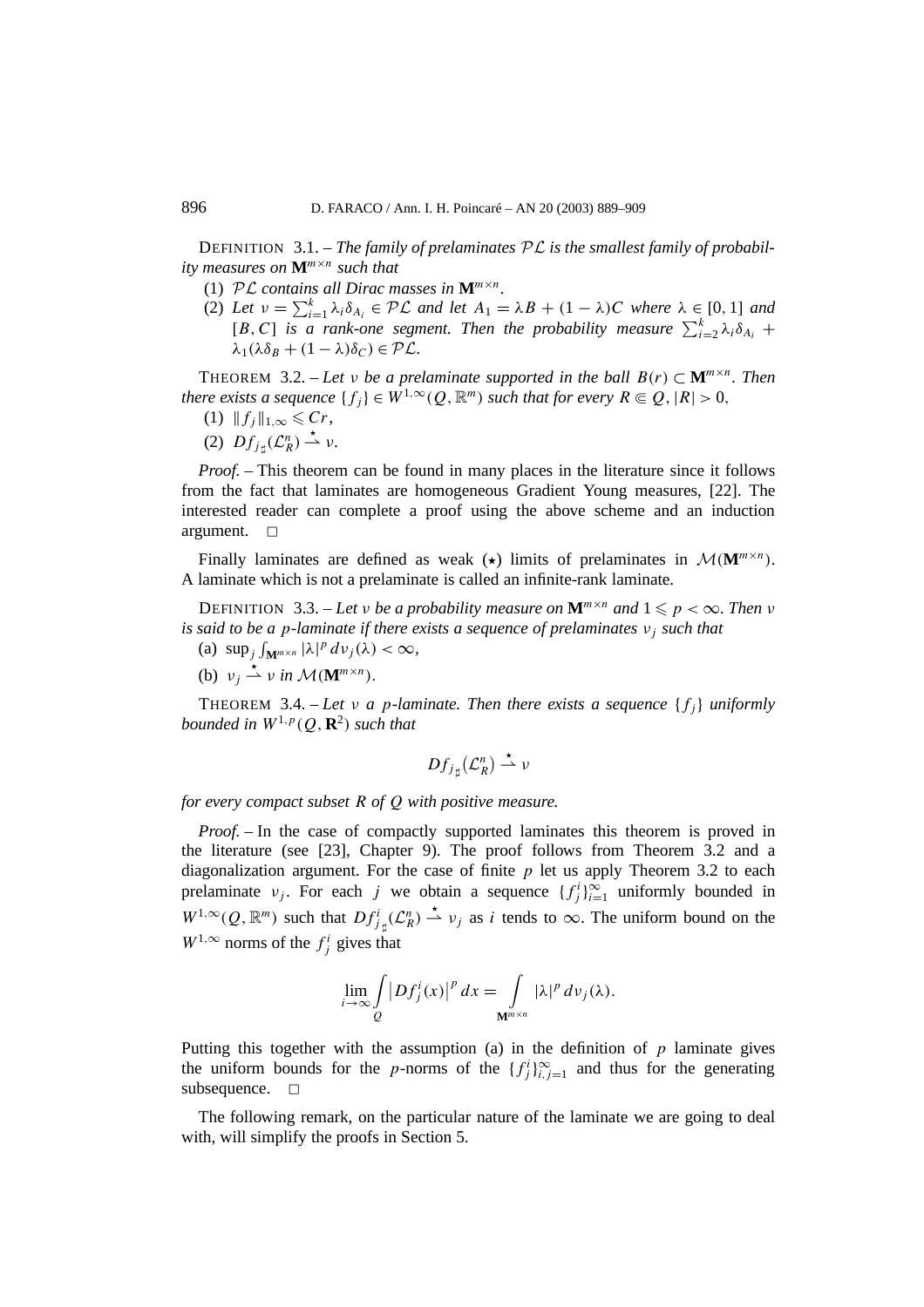DEFINITION 3.1. – *The family of prelaminates $\mathcal{PL}$ is the smallest family of probability measures on $\mathbf{M}^{m\times n}$ such that*

(1) *$\mathcal{PL}$ contains all Dirac masses in $\mathbf{M}^{m\times n}$.*

(2) *Let $\nu = \sum_{i=1}^{k} \lambda_i \delta_{A_i} \in \mathcal{PL}$ and let $A_1 = \lambda B + (1-\lambda)C$ where $\lambda \in [0,1]$ and $[B,C]$ is a rank-one segment. Then the probability measure $\sum_{i=2}^{k} \lambda_i \delta_{A_i} + \lambda_1(\lambda\delta_B + (1-\lambda)\delta_C) \in \mathcal{PL}$.*

THEOREM 3.2. – *Let $\nu$ be a prelaminate supported in the ball $B(r) \subset \mathbf{M}^{m\times n}$. Then there exists a sequence $\{f_j\} \in W^{1,\infty}(Q,\mathbb{R}^m)$ such that for every $R \Subset Q$, $|R| > 0$,*

(1) *$\|f_j\|_{1,\infty} \leqslant Cr$,*

(2) *$Df_{j_\sharp}(\mathcal{L}^n_R) \overset{\star}{\rightharpoonup} \nu$.*

*Proof.* – This theorem can be found in many places in the literature since it follows from the fact that laminates are homogeneous Gradient Young measures, [22]. The interested reader can complete a proof using the above scheme and an induction argument. □

Finally laminates are defined as weak ($\star$) limits of prelaminates in $\mathcal{M}(\mathbf{M}^{m\times n})$. A laminate which is not a prelaminate is called an infinite-rank laminate.

DEFINITION 3.3. – *Let $\nu$ be a probability measure on $\mathbf{M}^{m\times n}$ and $1 \leqslant p < \infty$. Then $\nu$ is said to be a $p$-laminate if there exists a sequence of prelaminates $\nu_j$ such that*

(a) *$\sup_j \int_{\mathbf{M}^{m\times n}} |\lambda|^p \, d\nu_j(\lambda) < \infty$,*

(b) *$\nu_j \overset{\star}{\rightharpoonup} \nu$ in $\mathcal{M}(\mathbf{M}^{m\times n})$.*

THEOREM 3.4. – *Let $\nu$ a $p$-laminate. Then there exists a sequence $\{f_j\}$ uniformly bounded in $W^{1,p}(Q,\mathbf{R}^2)$ such that*

$$Df_{j_\sharp}(\mathcal{L}^n_R) \overset{\star}{\rightharpoonup} \nu$$

*for every compact subset $R$ of $Q$ with positive measure.*

*Proof.* – In the case of compactly supported laminates this theorem is proved in the literature (see [23], Chapter 9). The proof follows from Theorem 3.2 and a diagonalization argument. For the case of finite $p$ let us apply Theorem 3.2 to each prelaminate $\nu_j$. For each $j$ we obtain a sequence $\{f_j^i\}_{i=1}^{\infty}$ uniformly bounded in $W^{1,\infty}(Q,\mathbb{R}^m)$ such that $Df^i_{j_\sharp}(\mathcal{L}^n_R) \overset{\star}{\rightharpoonup} \nu_j$ as $i$ tends to $\infty$. The uniform bound on the $W^{1,\infty}$ norms of the $f_j^i$ gives that

$$\lim_{i\to\infty} \int_Q \left|Df_j^i(x)\right|^p dx = \int_{\mathbf{M}^{m\times n}} |\lambda|^p \, d\nu_j(\lambda).$$

Putting this together with the assumption (a) in the definition of $p$ laminate gives the uniform bounds for the $p$-norms of the $\{f_j^i\}_{i,j=1}^{\infty}$ and thus for the generating subsequence. □

The following remark, on the particular nature of the laminate we are going to deal with, will simplify the proofs in Section 5.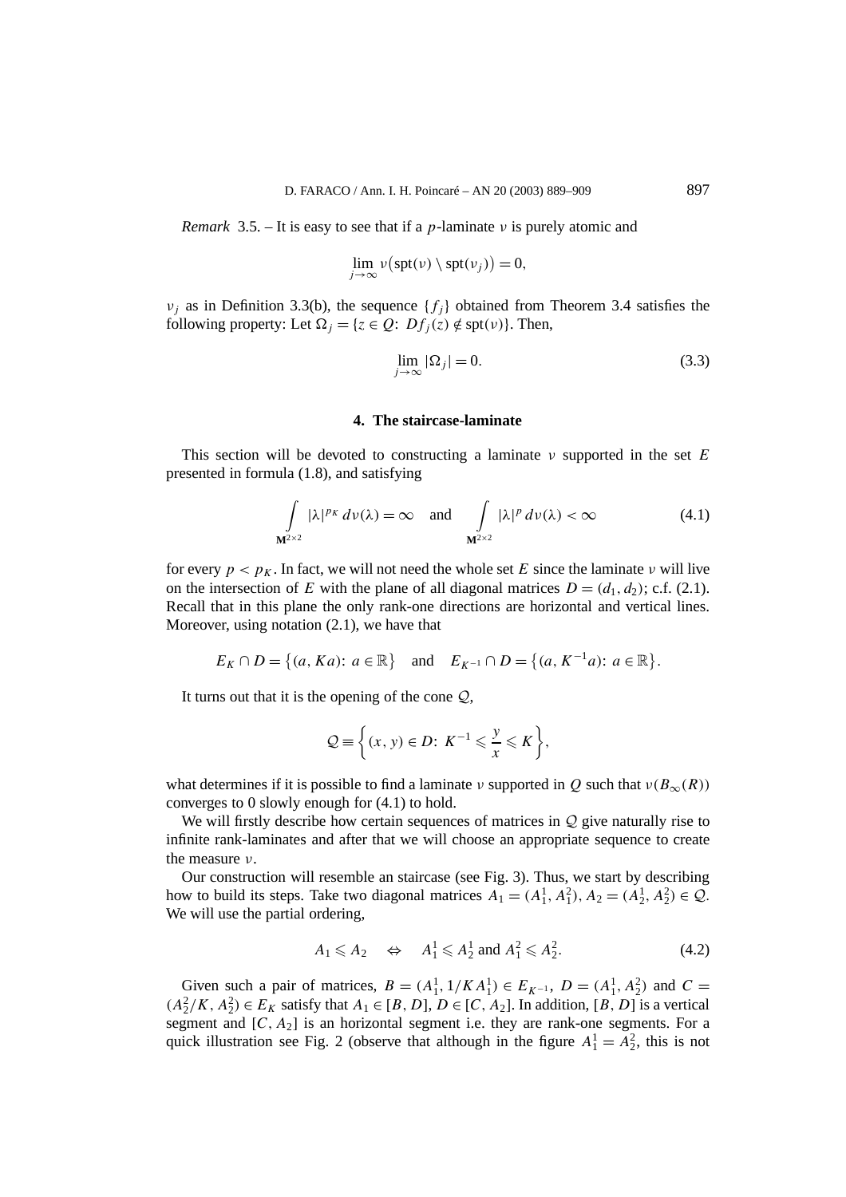*Remark* 3.5. – It is easy to see that if a $p$-laminate $\nu$ is purely atomic and

$$\lim_{j\to\infty} \nu\big(\mathrm{spt}(\nu) \setminus \mathrm{spt}(\nu_j)\big) = 0,$$

$\nu_j$ as in Definition 3.3(b), the sequence $\{f_j\}$ obtained from Theorem 3.4 satisfies the following property: Let $\Omega_j = \{z \in Q\colon\ Df_j(z) \notin \mathrm{spt}(\nu)\}$. Then,

$$\lim_{j\to\infty} |\Omega_j| = 0. \tag{3.3}$$

## 4. The staircase-laminate

This section will be devoted to constructing a laminate $\nu$ supported in the set $E$ presented in formula (1.8), and satisfying

$$\int_{\mathbf{M}^{2\times 2}} |\lambda|^{p_K}\, d\nu(\lambda) = \infty \quad \text{and} \quad \int_{\mathbf{M}^{2\times 2}} |\lambda|^{p}\, d\nu(\lambda) < \infty \tag{4.1}$$

for every $p < p_K$. In fact, we will not need the whole set $E$ since the laminate $\nu$ will live on the intersection of $E$ with the plane of all diagonal matrices $D = (d_1, d_2)$; c.f. (2.1). Recall that in this plane the only rank-one directions are horizontal and vertical lines. Moreover, using notation (2.1), we have that

$$E_K \cap D = \big\{(a, Ka)\colon\ a \in \mathbb{R}\big\} \quad \text{and} \quad E_{K^{-1}} \cap D = \big\{(a, K^{-1}a)\colon\ a \in \mathbb{R}\big\}.$$

It turns out that it is the opening of the cone $\mathcal{Q}$,

$$\mathcal{Q} \equiv \left\{(x, y) \in D\colon\ K^{-1} \leqslant \frac{y}{x} \leqslant K\right\},$$

what determines if it is possible to find a laminate $\nu$ supported in $Q$ such that $\nu(B_\infty(R))$ converges to 0 slowly enough for (4.1) to hold.

We will firstly describe how certain sequences of matrices in $\mathcal{Q}$ give naturally rise to infinite rank-laminates and after that we will choose an appropriate sequence to create the measure $\nu$.

Our construction will resemble an staircase (see Fig. 3). Thus, we start by describing how to build its steps. Take two diagonal matrices $A_1 = (A_1^1, A_1^2)$, $A_2 = (A_2^1, A_2^2) \in \mathcal{Q}$. We will use the partial ordering,

$$A_1 \leqslant A_2 \quad \Leftrightarrow \quad A_1^1 \leqslant A_2^1 \text{ and } A_1^2 \leqslant A_2^2. \tag{4.2}$$

Given such a pair of matrices, $B = (A_1^1, 1/K A_1^1) \in E_{K^{-1}}$, $D = (A_1^1, A_2^2)$ and $C = (A_2^2/K, A_2^2) \in E_K$ satisfy that $A_1 \in [B, D]$, $D \in [C, A_2]$. In addition, $[B, D]$ is a vertical segment and $[C, A_2]$ is an horizontal segment i.e. they are rank-one segments. For a quick illustration see Fig. 2 (observe that although in the figure $A_1^1 = A_2^2$, this is not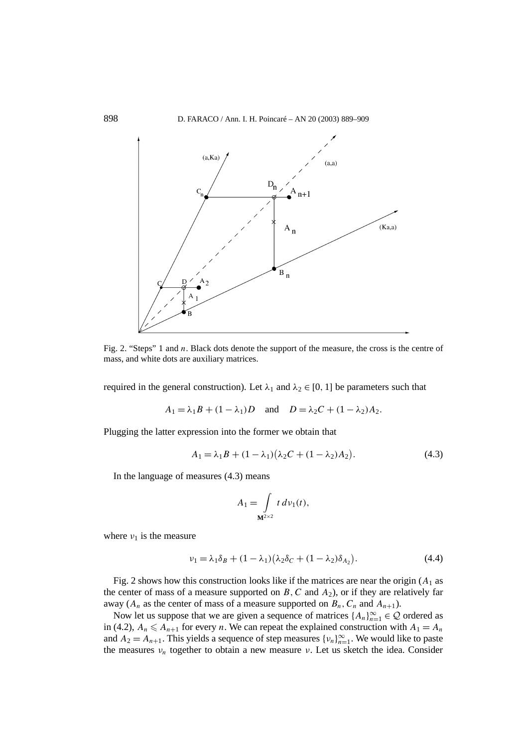Fig. 2. "Steps" 1 and $n$. Black dots denote the support of the measure, the cross is the centre of mass, and white dots are auxiliary matrices.

required in the general construction). Let $\lambda_1$ and $\lambda_2 \in [0,1]$ be parameters such that

$$A_1 = \lambda_1 B + (1-\lambda_1) D \quad \text{and} \quad D = \lambda_2 C + (1-\lambda_2) A_2.$$

Plugging the latter expression into the former we obtain that

$$A_1 = \lambda_1 B + (1-\lambda_1)\big(\lambda_2 C + (1-\lambda_2) A_2\big). \tag{4.3}$$

In the language of measures (4.3) means

$$A_1 = \int_{\mathbf{M}^{2\times 2}} t \, d\nu_1(t),$$

where $\nu_1$ is the measure

$$\nu_1 = \lambda_1 \delta_B + (1-\lambda_1)\big(\lambda_2 \delta_C + (1-\lambda_2)\delta_{A_2}\big). \tag{4.4}$$

Fig. 2 shows how this construction looks like if the matrices are near the origin ($A_1$ as the center of mass of a measure supported on $B$, $C$ and $A_2$), or if they are relatively far away ($A_n$ as the center of mass of a measure supported on $B_n$, $C_n$ and $A_{n+1}$).

Now let us suppose that we are given a sequence of matrices $\{A_n\}_{n=1}^{\infty} \in \mathcal{Q}$ ordered as in (4.2), $A_n \leqslant A_{n+1}$ for every $n$. We can repeat the explained construction with $A_1 = A_n$ and $A_2 = A_{n+1}$. This yields a sequence of step measures $\{\nu_n\}_{n=1}^{\infty}$. We would like to paste the measures $\nu_n$ together to obtain a new measure $\nu$. Let us sketch the idea. Consider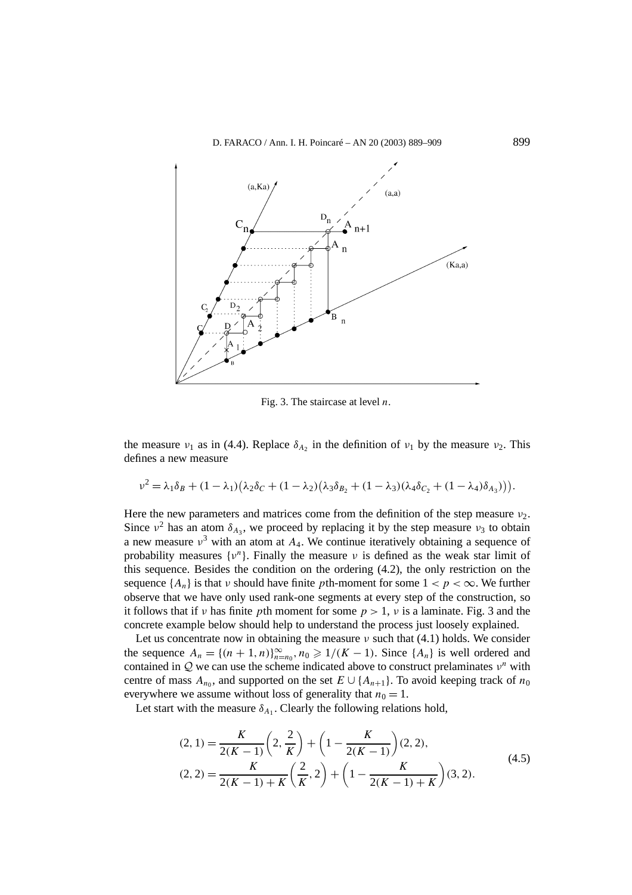Fig. 3. The staircase at level $n$.

the measure $\nu_1$ as in (4.4). Replace $\delta_{A_2}$ in the definition of $\nu_1$ by the measure $\nu_2$. This defines a new measure

$$\nu^2 = \lambda_1\delta_B + (1-\lambda_1)\big(\lambda_2\delta_C + (1-\lambda_2)\big(\lambda_3\delta_{B_2} + (1-\lambda_3)(\lambda_4\delta_{C_2} + (1-\lambda_4)\delta_{A_3})\big)\big).$$

Here the new parameters and matrices come from the definition of the step measure $\nu_2$. Since $\nu^2$ has an atom $\delta_{A_3}$, we proceed by replacing it by the step measure $\nu_3$ to obtain a new measure $\nu^3$ with an atom at $A_4$. We continue iteratively obtaining a sequence of probability measures $\{\nu^n\}$. Finally the measure $\nu$ is defined as the weak star limit of this sequence. Besides the condition on the ordering (4.2), the only restriction on the sequence $\{A_n\}$ is that $\nu$ should have finite $p$th-moment for some $1 < p < \infty$. We further observe that we have only used rank-one segments at every step of the construction, so it follows that if $\nu$ has finite $p$th moment for some $p > 1$, $\nu$ is a laminate. Fig. 3 and the concrete example below should help to understand the process just loosely explained.

Let us concentrate now in obtaining the measure $\nu$ such that (4.1) holds. We consider the sequence $A_n = \{(n+1, n)\}_{n=n_0}^{\infty}, n_0 \geqslant 1/(K-1)$. Since $\{A_n\}$ is well ordered and contained in $\mathcal{Q}$ we can use the scheme indicated above to construct prelaminates $\nu^n$ with centre of mass $A_{n_0}$, and supported on the set $E \cup \{A_{n+1}\}$. To avoid keeping track of $n_0$ everywhere we assume without loss of generality that $n_0 = 1$.

Let start with the measure $\delta_{A_1}$. Clearly the following relations hold,

$$\begin{aligned}
(2,1) &= \frac{K}{2(K-1)}\left(2, \frac{2}{K}\right) + \left(1 - \frac{K}{2(K-1)}\right)(2,2), \\
(2,2) &= \frac{K}{2(K-1)+K}\left(\frac{2}{K}, 2\right) + \left(1 - \frac{K}{2(K-1)+K}\right)(3,2).
\end{aligned} \tag{4.5}$$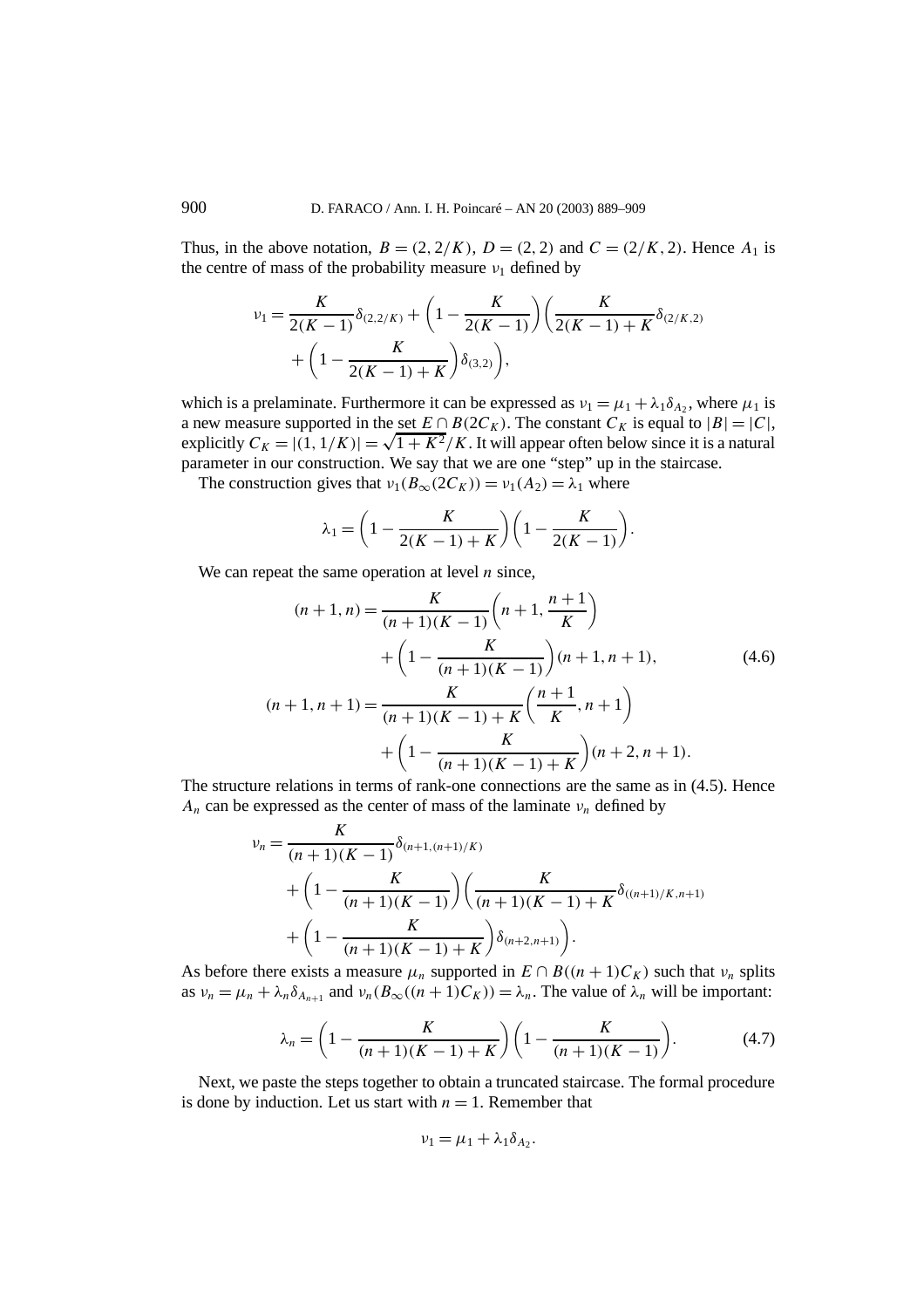Thus, in the above notation, $B = (2, 2/K)$, $D = (2, 2)$ and $C = (2/K, 2)$. Hence $A_1$ is the centre of mass of the probability measure $\nu_1$ defined by

$$\nu_1 = \frac{K}{2(K-1)}\delta_{(2,2/K)} + \left(1 - \frac{K}{2(K-1)}\right)\left(\frac{K}{2(K-1)+K}\delta_{(2/K,2)} + \left(1 - \frac{K}{2(K-1)+K}\right)\delta_{(3,2)}\right),$$

which is a prelaminate. Furthermore it can be expressed as $\nu_1 = \mu_1 + \lambda_1\delta_{A_2}$, where $\mu_1$ is a new measure supported in the set $E \cap B(2C_K)$. The constant $C_K$ is equal to $|B| = |C|$, explicitly $C_K = |(1, 1/K)| = \sqrt{1+K^2}/K$. It will appear often below since it is a natural parameter in our construction. We say that we are one "step" up in the staircase.

The construction gives that $\nu_1(B_\infty(2C_K)) = \nu_1(A_2) = \lambda_1$ where

$$\lambda_1 = \left(1 - \frac{K}{2(K-1)+K}\right)\left(1 - \frac{K}{2(K-1)}\right).$$

We can repeat the same operation at level $n$ since,

$$\begin{aligned}
(n+1, n) &= \frac{K}{(n+1)(K-1)}\left(n+1, \frac{n+1}{K}\right) \\
&\quad + \left(1 - \frac{K}{(n+1)(K-1)}\right)(n+1, n+1), \\
(n+1, n+1) &= \frac{K}{(n+1)(K-1)+K}\left(\frac{n+1}{K}, n+1\right) \\
&\quad + \left(1 - \frac{K}{(n+1)(K-1)+K}\right)(n+2, n+1).
\end{aligned} \tag{4.6}$$

The structure relations in terms of rank-one connections are the same as in (4.5). Hence $A_n$ can be expressed as the center of mass of the laminate $\nu_n$ defined by

$$\begin{aligned}
\nu_n &= \frac{K}{(n+1)(K-1)}\delta_{(n+1,(n+1)/K)} \\
&\quad + \left(1 - \frac{K}{(n+1)(K-1)}\right)\left(\frac{K}{(n+1)(K-1)+K}\delta_{((n+1)/K,n+1)}\right. \\
&\quad \left. + \left(1 - \frac{K}{(n+1)(K-1)+K}\right)\delta_{(n+2,n+1)}\right).
\end{aligned}$$

As before there exists a measure $\mu_n$ supported in $E \cap B((n+1)C_K)$ such that $\nu_n$ splits as $\nu_n = \mu_n + \lambda_n\delta_{A_{n+1}}$ and $\nu_n(B_\infty((n+1)C_K)) = \lambda_n$. The value of $\lambda_n$ will be important:

$$\lambda_n = \left(1 - \frac{K}{(n+1)(K-1)+K}\right)\left(1 - \frac{K}{(n+1)(K-1)}\right). \tag{4.7}$$

Next, we paste the steps together to obtain a truncated staircase. The formal procedure is done by induction. Let us start with $n = 1$. Remember that

$$\nu_1 = \mu_1 + \lambda_1\delta_{A_2}.$$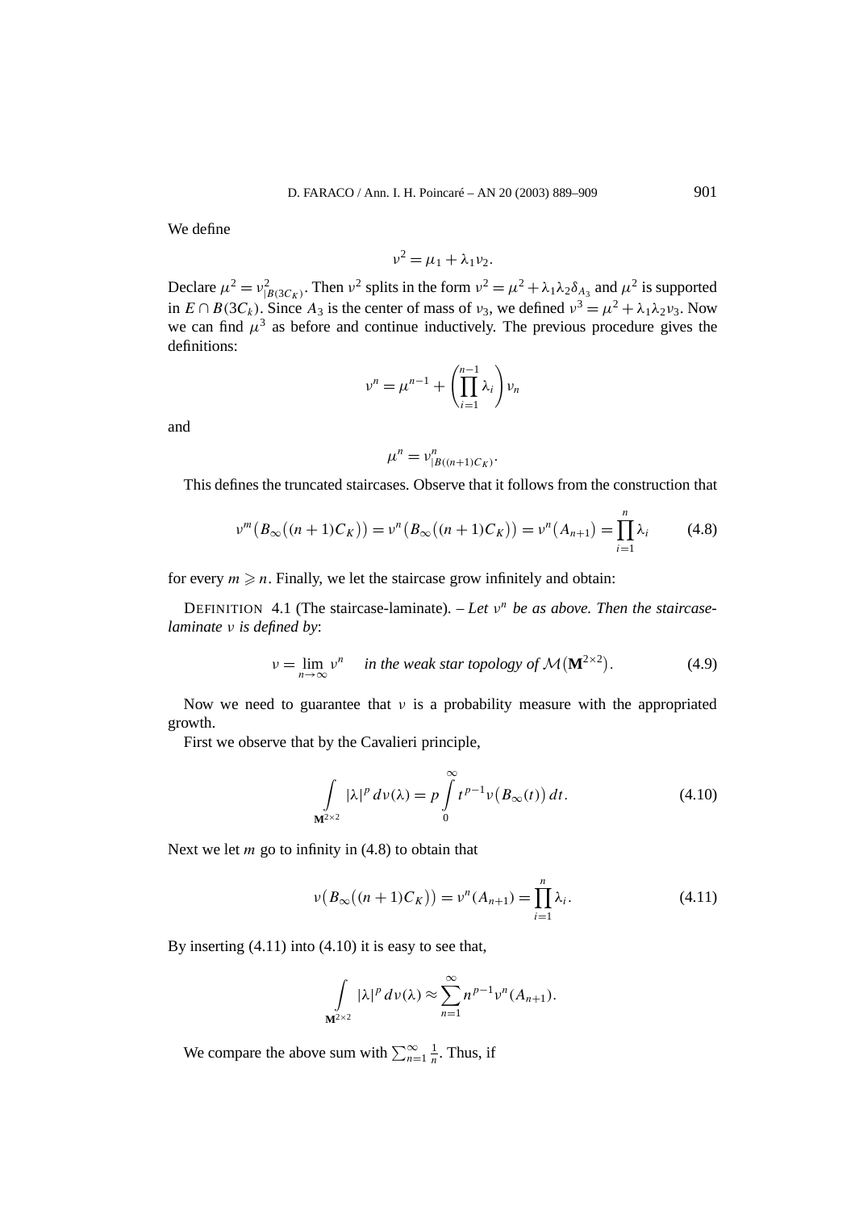We define

$$\nu^2 = \mu_1 + \lambda_1 \nu_2.$$

Declare $\mu^2 = \nu^2_{|B(3C_K)}$. Then $\nu^2$ splits in the form $\nu^2 = \mu^2 + \lambda_1\lambda_2\delta_{A_3}$ and $\mu^2$ is supported in $E \cap B(3C_k)$. Since $A_3$ is the center of mass of $\nu_3$, we defined $\nu^3 = \mu^2 + \lambda_1\lambda_2\nu_3$. Now we can find $\mu^3$ as before and continue inductively. The previous procedure gives the definitions:

$$\nu^n = \mu^{n-1} + \left(\prod_{i=1}^{n-1} \lambda_i\right) \nu_n$$

and

$$\mu^n = \nu^n_{|B((n+1)C_K)}.$$

This defines the truncated staircases. Observe that it follows from the construction that

$$\nu^m\big(B_\infty\big((n+1)C_K\big)\big) = \nu^n\big(B_\infty\big((n+1)C_K\big)\big) = \nu^n\big(A_{n+1}\big) = \prod_{i=1}^{n} \lambda_i \tag{4.8}$$

for every $m \geqslant n$. Finally, we let the staircase grow infinitely and obtain:

DEFINITION 4.1 (The staircase-laminate). – *Let $\nu^n$ be as above. Then the staircase-laminate $\nu$ is defined by*:

$$\nu = \lim_{n\to\infty} \nu^n \quad \textit{in the weak star topology of } \mathcal{M}\big(\mathbf{M}^{2\times 2}\big). \tag{4.9}$$

Now we need to guarantee that $\nu$ is a probability measure with the appropriated growth.

First we observe that by the Cavalieri principle,

$$\int_{\mathbf{M}^{2\times 2}} |\lambda|^p \, d\nu(\lambda) = p \int_0^\infty t^{p-1} \nu\big(B_\infty(t)\big)\, dt. \tag{4.10}$$

Next we let $m$ go to infinity in (4.8) to obtain that

$$\nu\big(B_\infty\big((n+1)C_K\big)\big) = \nu^n(A_{n+1}) = \prod_{i=1}^{n} \lambda_i. \tag{4.11}$$

By inserting (4.11) into (4.10) it is easy to see that,

$$\int_{\mathbf{M}^{2\times 2}} |\lambda|^p \, d\nu(\lambda) \approx \sum_{n=1}^{\infty} n^{p-1} \nu^n(A_{n+1}).$$

We compare the above sum with $\sum_{n=1}^{\infty} \frac{1}{n}$. Thus, if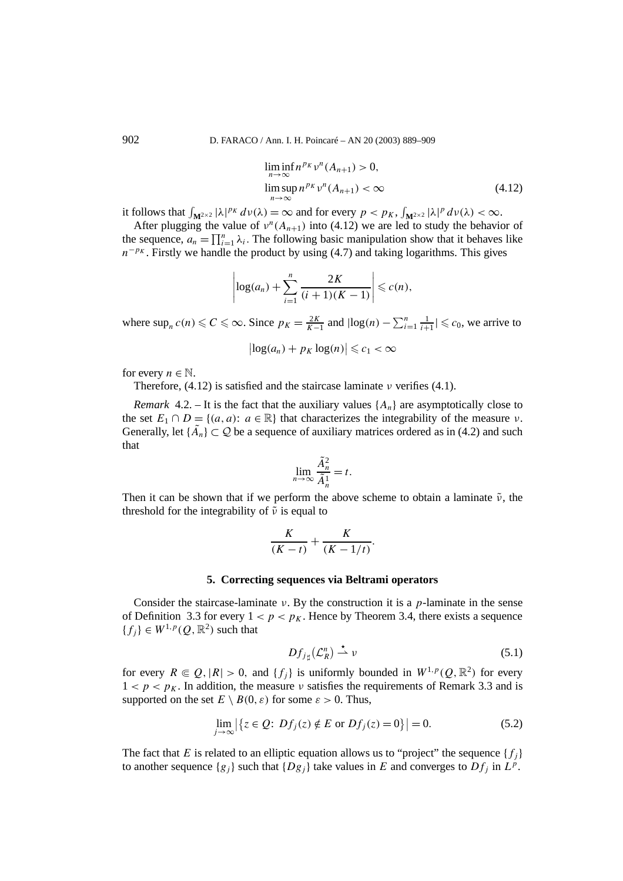$$\liminf_{n\to\infty} n^{p_K} \nu^n(A_{n+1}) > 0,$$
$$\limsup_{n\to\infty} n^{p_K} \nu^n(A_{n+1}) < \infty \tag{4.12}$$

it follows that $\int_{\mathbf{M}^{2\times 2}} |\lambda|^{p_K}\, d\nu(\lambda) = \infty$ and for every $p < p_K$, $\int_{\mathbf{M}^{2\times 2}} |\lambda|^{p}\, d\nu(\lambda) < \infty$.

After plugging the value of $\nu^n(A_{n+1})$ into (4.12) we are led to study the behavior of the sequence, $a_n = \prod_{i=1}^n \lambda_i$. The following basic manipulation show that it behaves like $n^{-p_K}$. Firstly we handle the product by using (4.7) and taking logarithms. This gives

$$\left|\log(a_n) + \sum_{i=1}^{n} \frac{2K}{(i+1)(K-1)}\right| \leqslant c(n),$$

where $\sup_n c(n) \leqslant C \leqslant \infty$. Since $p_K = \frac{2K}{K-1}$ and $|\log(n) - \sum_{i=1}^n \frac{1}{i+1}| \leqslant c_0$, we arrive to

$$\left|\log(a_n) + p_K \log(n)\right| \leqslant c_1 < \infty$$

for every $n \in \mathbb{N}$.

Therefore, (4.12) is satisfied and the staircase laminate $\nu$ verifies (4.1).

*Remark* 4.2. – It is the fact that the auxiliary values $\{A_n\}$ are asymptotically close to the set $E_1 \cap D = \{(a,a){:}\ a \in \mathbb{R}\}$ that characterizes the integrability of the measure $\nu$. Generally, let $\{\tilde{A}_n\} \subset \mathcal{Q}$ be a sequence of auxiliary matrices ordered as in (4.2) and such that

$$\lim_{n\to\infty} \frac{\tilde{A}_n^2}{\tilde{A}_n^1} = t.$$

Then it can be shown that if we perform the above scheme to obtain a laminate $\tilde{\nu}$, the threshold for the integrability of $\tilde{\nu}$ is equal to

$$\frac{K}{(K-t)} + \frac{K}{(K-1/t)}.$$

## 5. Correcting sequences via Beltrami operators

Consider the staircase-laminate $\nu$. By the construction it is a $p$-laminate in the sense of Definition 3.3 for every $1 < p < p_K$. Hence by Theorem 3.4, there exists a sequence $\{f_j\} \in W^{1,p}(Q, \mathbb{R}^2)$ such that

$$Df_{j\sharp}(\mathcal{L}_R^n) \overset{\star}{\rightharpoonup} \nu \tag{5.1}$$

for every $R \Subset Q$, $|R| > 0$, and $\{f_j\}$ is uniformly bounded in $W^{1,p}(Q, \mathbb{R}^2)$ for every $1 < p < p_K$. In addition, the measure $\nu$ satisfies the requirements of Remark 3.3 and is supported on the set $E \setminus B(0,\varepsilon)$ for some $\varepsilon > 0$. Thus,

$$\lim_{j\to\infty} \left|\{z \in Q{:}\ Df_j(z) \notin E \text{ or } Df_j(z) = 0\}\right| = 0. \tag{5.2}$$

The fact that $E$ is related to an elliptic equation allows us to "project" the sequence $\{f_j\}$ to another sequence $\{g_j\}$ such that $\{Dg_j\}$ take values in $E$ and converges to $Df_j$ in $L^p$.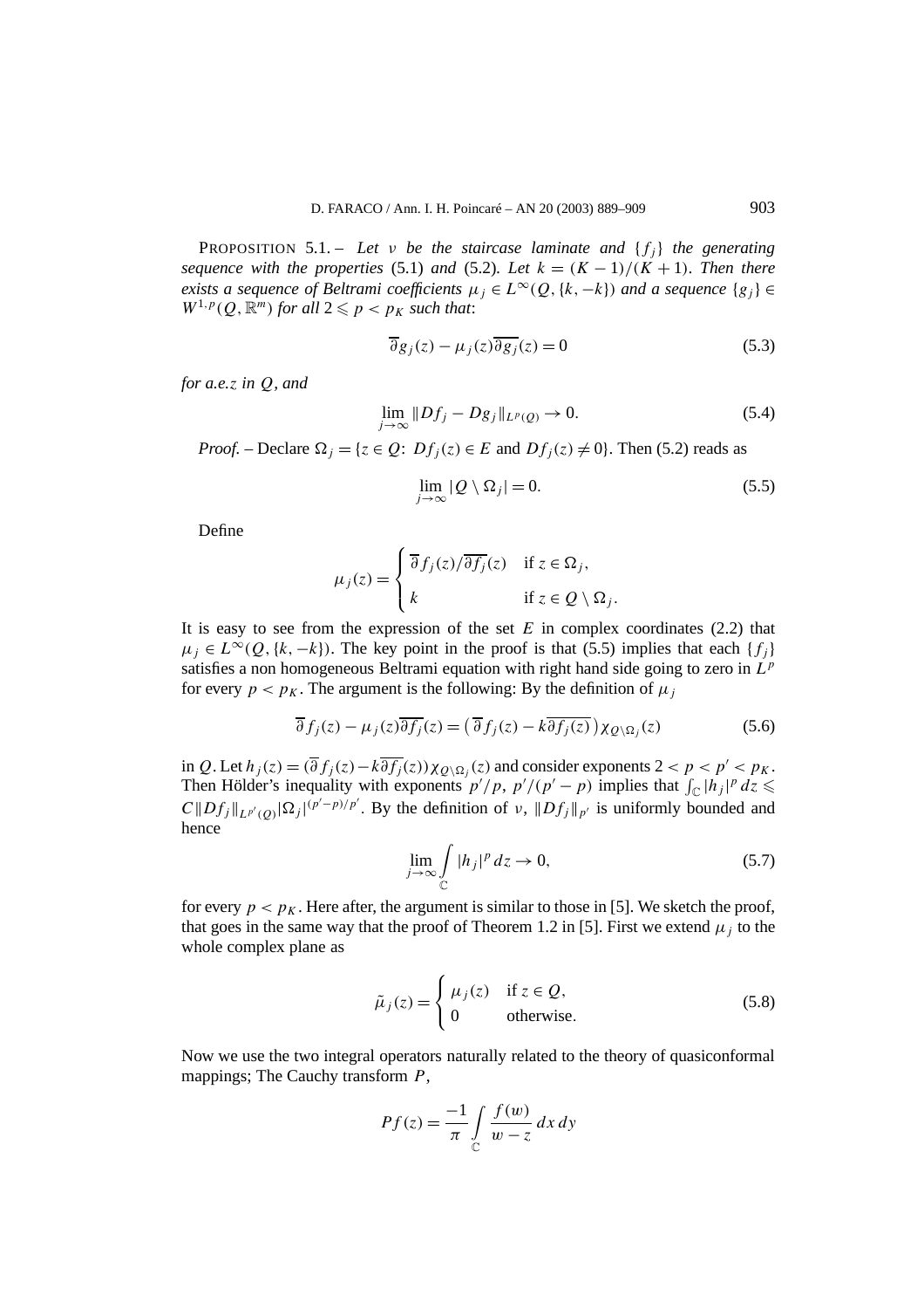PROPOSITION 5.1. – *Let $\nu$ be the staircase laminate and $\{f_j\}$ the generating sequence with the properties* (5.1) *and* (5.2)*. Let $k = (K-1)/(K+1)$. Then there exists a sequence of Beltrami coefficients $\mu_j \in L^\infty(Q, \{k, -k\})$ and a sequence $\{g_j\} \in W^{1,p}(Q, \mathbb{R}^m)$ for all $2 \leqslant p < p_K$ such that*:

$$\overline{\partial} g_j(z) - \mu_j(z)\overline{\partial g_j}(z) = 0 \tag{5.3}$$

*for a.e.$z$ in $Q$, and*

$$\lim_{j\to\infty} \|Df_j - Dg_j\|_{L^p(Q)} \to 0. \tag{5.4}$$

*Proof.* – Declare $\Omega_j = \{z \in Q\colon\ Df_j(z) \in E \text{ and } Df_j(z) \neq 0\}$. Then (5.2) reads as

$$\lim_{j\to\infty} |Q \setminus \Omega_j| = 0. \tag{5.5}$$

Define

$$\mu_j(z) = \begin{cases} \overline{\partial} f_j(z)/\overline{\partial f_j}(z) & \text{if } z \in \Omega_j, \\ k & \text{if } z \in Q \setminus \Omega_j. \end{cases}$$

It is easy to see from the expression of the set $E$ in complex coordinates (2.2) that $\mu_j \in L^\infty(Q, \{k, -k\})$. The key point in the proof is that (5.5) implies that each $\{f_j\}$ satisfies a non homogeneous Beltrami equation with right hand side going to zero in $L^p$ for every $p < p_K$. The argument is the following: By the definition of $\mu_j$

$$\overline{\partial} f_j(z) - \mu_j(z)\overline{\partial f_j}(z) = \big(\,\overline{\partial} f_j(z) - k\overline{\partial f_j(z)}\big)\chi_{Q\setminus\Omega_j}(z) \tag{5.6}$$

in $Q$. Let $h_j(z) = (\overline{\partial} f_j(z) - k\overline{\partial f_j}(z))\chi_{Q\setminus\Omega_j}(z)$ and consider exponents $2 < p < p' < p_K$. Then Hölder's inequality with exponents $p'/p$, $p'/(p'-p)$ implies that $\int_{\mathbb{C}} |h_j|^p\, dz \leqslant C\|Df_j\|_{L^{p'}(Q)} |\Omega_j|^{(p'-p)/p'}$. By the definition of $\nu$, $\|Df_j\|_{p'}$ is uniformly bounded and hence

$$\lim_{j\to\infty} \int_{\mathbb{C}} |h_j|^p\, dz \to 0, \tag{5.7}$$

for every $p < p_K$. Here after, the argument is similar to those in [5]. We sketch the proof, that goes in the same way that the proof of Theorem 1.2 in [5]. First we extend $\mu_j$ to the whole complex plane as

$$\tilde{\mu}_j(z) = \begin{cases} \mu_j(z) & \text{if } z \in Q, \\ 0 & \text{otherwise.} \end{cases} \tag{5.8}$$

Now we use the two integral operators naturally related to the theory of quasiconformal mappings; The Cauchy transform $P$,

$$Pf(z) = \frac{-1}{\pi} \int_{\mathbb{C}} \frac{f(w)}{w-z}\, dx\, dy$$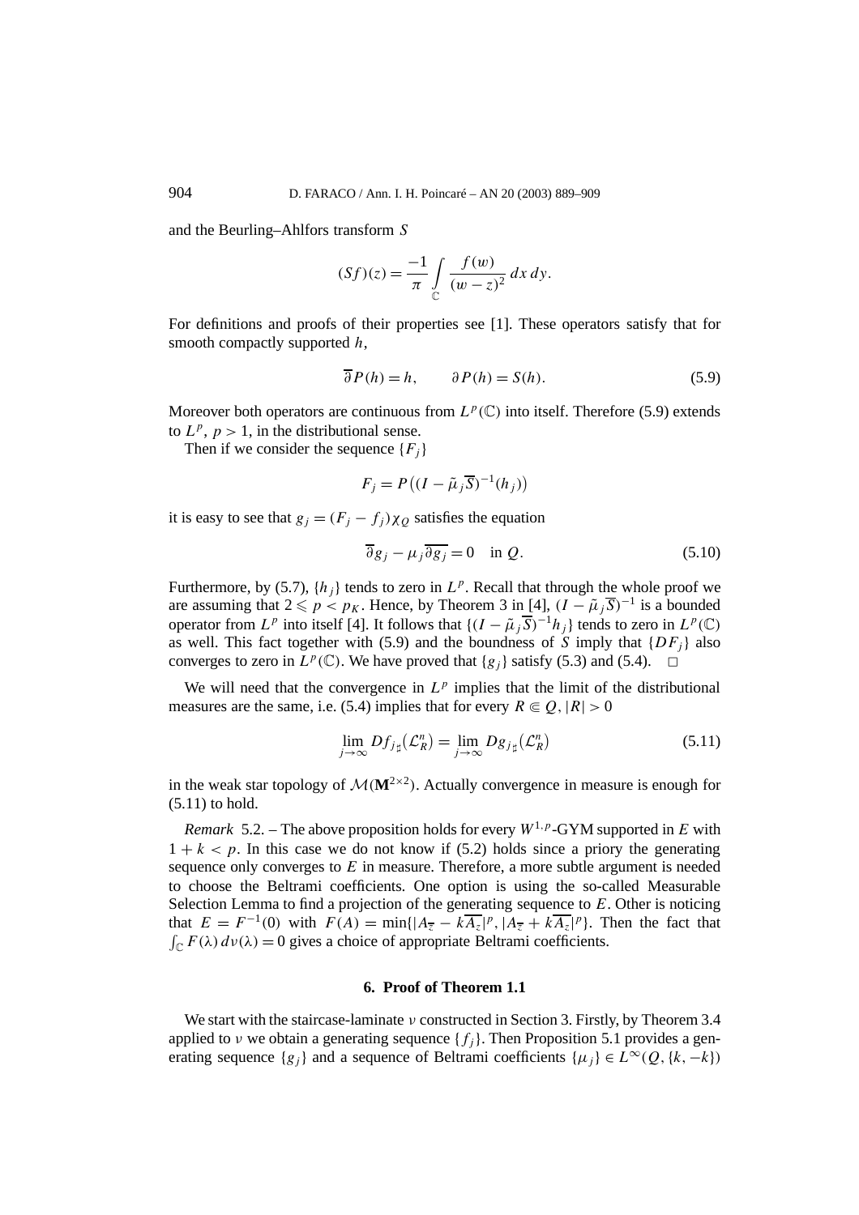and the Beurling–Ahlfors transform $S$

$$(Sf)(z) = \frac{-1}{\pi} \int_{\mathbb{C}} \frac{f(w)}{(w-z)^2}\, dx\, dy.$$

For definitions and proofs of their properties see [1]. These operators satisfy that for smooth compactly supported $h$,

$$\overline{\partial} P(h) = h, \qquad \partial P(h) = S(h). \tag{5.9}$$

Moreover both operators are continuous from $L^p(\mathbb{C})$ into itself. Therefore (5.9) extends to $L^p$, $p > 1$, in the distributional sense.

Then if we consider the sequence $\{F_j\}$

$$F_j = P\big((I - \tilde{\mu}_j \overline{S})^{-1}(h_j)\big)$$

it is easy to see that $g_j = (F_j - f_j)\chi_Q$ satisfies the equation

$$\overline{\partial} g_j - \mu_j \overline{\partial g_j} = 0 \quad \text{in } Q. \tag{5.10}$$

Furthermore, by (5.7), $\{h_j\}$ tends to zero in $L^p$. Recall that through the whole proof we are assuming that $2 \leqslant p < p_K$. Hence, by Theorem 3 in [4], $(I - \tilde{\mu}_j \overline{S})^{-1}$ is a bounded operator from $L^p$ into itself [4]. It follows that $\{(I - \tilde{\mu}_j \overline{S})^{-1} h_j\}$ tends to zero in $L^p(\mathbb{C})$ as well. This fact together with (5.9) and the boundness of $S$ imply that $\{DF_j\}$ also converges to zero in $L^p(\mathbb{C})$. We have proved that $\{g_j\}$ satisfy (5.3) and (5.4). $\square$

We will need that the convergence in $L^p$ implies that the limit of the distributional measures are the same, i.e. (5.4) implies that for every $R \Subset Q$, $|R| > 0$

$$\lim_{j \to \infty} Df_{j\sharp}\big(\mathcal{L}^n_R\big) = \lim_{j \to \infty} Dg_{j\sharp}\big(\mathcal{L}^n_R\big) \tag{5.11}$$

in the weak star topology of $\mathcal{M}(\mathbf{M}^{2\times 2})$. Actually convergence in measure is enough for (5.11) to hold.

*Remark* 5.2. – The above proposition holds for every $W^{1,p}$-GYM supported in $E$ with $1 + k < p$. In this case we do not know if (5.2) holds since a priory the generating sequence only converges to $E$ in measure. Therefore, a more subtle argument is needed to choose the Beltrami coefficients. One option is using the so-called Measurable Selection Lemma to find a projection of the generating sequence to $E$. Other is noticing that $E = F^{-1}(0)$ with $F(A) = \min\{|A_{\overline{z}} - k\overline{A_z}|^p, |A_{\overline{z}} + k\overline{A_z}|^p\}$. Then the fact that $\int_{\mathbb{C}} F(\lambda)\, d\nu(\lambda) = 0$ gives a choice of appropriate Beltrami coefficients.

## 6. Proof of Theorem 1.1

We start with the staircase-laminate $\nu$ constructed in Section 3. Firstly, by Theorem 3.4 applied to $\nu$ we obtain a generating sequence $\{f_j\}$. Then Proposition 5.1 provides a generating sequence $\{g_j\}$ and a sequence of Beltrami coefficients $\{\mu_j\} \in L^\infty(Q, \{k, -k\})$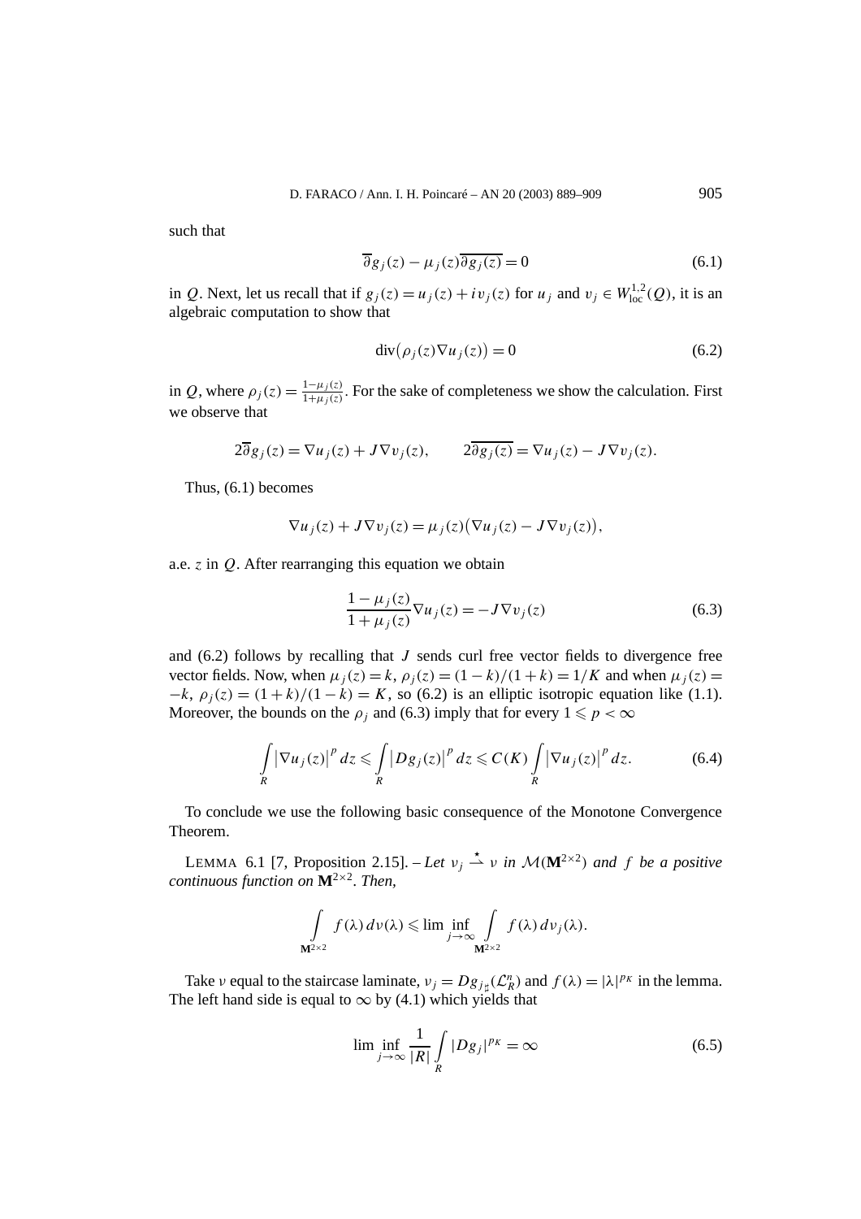such that

$$\overline{\partial} g_j(z) - \mu_j(z)\overline{\partial g_j(z)} = 0 \tag{6.1}$$

in $Q$. Next, let us recall that if $g_j(z) = u_j(z) + i v_j(z)$ for $u_j$ and $v_j \in W^{1,2}_{\text{loc}}(Q)$, it is an algebraic computation to show that

$$\operatorname{div}\big(\rho_j(z)\nabla u_j(z)\big) = 0 \tag{6.2}$$

in $Q$, where $\rho_j(z) = \frac{1-\mu_j(z)}{1+\mu_j(z)}$. For the sake of completeness we show the calculation. First we observe that

$$2\overline{\partial} g_j(z) = \nabla u_j(z) + J\nabla v_j(z), \qquad 2\overline{\partial g_j(z)} = \nabla u_j(z) - J\nabla v_j(z).$$

Thus, (6.1) becomes

$$\nabla u_j(z) + J\nabla v_j(z) = \mu_j(z)\big(\nabla u_j(z) - J\nabla v_j(z)\big),$$

a.e. $z$ in $Q$. After rearranging this equation we obtain

$$\frac{1-\mu_j(z)}{1+\mu_j(z)}\nabla u_j(z) = -J\nabla v_j(z) \tag{6.3}$$

and (6.2) follows by recalling that $J$ sends curl free vector fields to divergence free vector fields. Now, when $\mu_j(z) = k$, $\rho_j(z) = (1-k)/(1+k) = 1/K$ and when $\mu_j(z) = -k$, $\rho_j(z) = (1+k)/(1-k) = K$, so (6.2) is an elliptic isotropic equation like (1.1). Moreover, the bounds on the $\rho_j$ and (6.3) imply that for every $1 \leqslant p < \infty$

$$\int_R \big|\nabla u_j(z)\big|^p\,dz \leqslant \int_R \big|Dg_j(z)\big|^p\,dz \leqslant C(K)\int_R \big|\nabla u_j(z)\big|^p\,dz. \tag{6.4}$$

To conclude we use the following basic consequence of the Monotone Convergence Theorem.

LEMMA 6.1 [7, Proposition 2.15]. – *Let $\nu_j \overset{\star}{\rightharpoonup} \nu$ in $\mathcal{M}(\mathbf{M}^{2\times 2})$ and $f$ be a positive continuous function on $\mathbf{M}^{2\times 2}$. Then,*

$$\int_{\mathbf{M}^{2\times 2}} f(\lambda)\,d\nu(\lambda) \leqslant \liminf_{j\to\infty}\int_{\mathbf{M}^{2\times 2}} f(\lambda)\,d\nu_j(\lambda).$$

Take $\nu$ equal to the staircase laminate, $\nu_j = Dg_{j_\sharp}(\mathcal{L}^n_R)$ and $f(\lambda) = |\lambda|^{p_K}$ in the lemma. The left hand side is equal to $\infty$ by (4.1) which yields that

$$\liminf_{j\to\infty}\frac{1}{|R|}\int_R |Dg_j|^{p_K} = \infty \tag{6.5}$$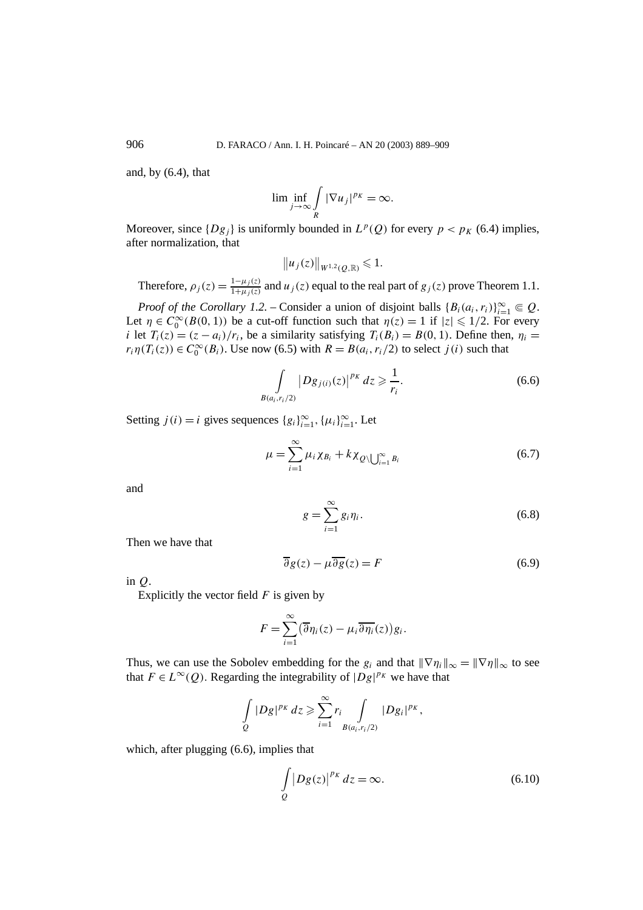and, by (6.4), that

$$\liminf_{j\to\infty}\int_R |\nabla u_j|^{p_K} = \infty.$$

Moreover, since $\{Dg_j\}$ is uniformly bounded in $L^p(Q)$ for every $p < p_K$ (6.4) implies, after normalization, that

$$\|u_j(z)\|_{W^{1,2}(Q,\mathbb{R})} \leqslant 1.$$

Therefore, $\rho_j(z) = \frac{1-\mu_j(z)}{1+\mu_j(z)}$ and $u_j(z)$ equal to the real part of $g_j(z)$ prove Theorem 1.1.

*Proof of the Corollary 1.2.* – Consider a union of disjoint balls $\{B_i(a_i, r_i)\}_{i=1}^\infty \Subset Q$. Let $\eta \in C_0^\infty(B(0,1))$ be a cut-off function such that $\eta(z) = 1$ if $|z| \leqslant 1/2$. For every $i$ let $T_i(z) = (z - a_i)/r_i$, be a similarity satisfying $T_i(B_i) = B(0,1)$. Define then, $\eta_i = r_i\eta(T_i(z)) \in C_0^\infty(B_i)$. Use now (6.5) with $R = B(a_i, r_i/2)$ to select $j(i)$ such that

$$\int_{B(a_i,r_i/2)} \left|Dg_{j(i)}(z)\right|^{p_K} dz \geqslant \frac{1}{r_i}. \tag{6.6}$$

Setting $j(i) = i$ gives sequences $\{g_i\}_{i=1}^\infty$, $\{\mu_i\}_{i=1}^\infty$. Let

$$\mu = \sum_{i=1}^\infty \mu_i \chi_{B_i} + k\chi_{Q\setminus\bigcup_{i=1}^\infty B_i} \tag{6.7}$$

and

$$g = \sum_{i=1}^\infty g_i\eta_i. \tag{6.8}$$

Then we have that

$$\overline{\partial}g(z) - \mu\overline{\partial g}(z) = F \tag{6.9}$$

in $Q$.

Explicitly the vector field $F$ is given by

$$F = \sum_{i=1}^\infty \big(\overline{\partial}\eta_i(z) - \mu_i\overline{\partial\eta_i}(z)\big)g_i.$$

Thus, we can use the Sobolev embedding for the $g_i$ and that $\|\nabla\eta_i\|_\infty = \|\nabla\eta\|_\infty$ to see that $F \in L^\infty(Q)$. Regarding the integrability of $|Dg|^{p_K}$ we have that

$$\int_Q |Dg|^{p_K}\,dz \geqslant \sum_{i=1}^\infty r_i \int_{B(a_i,r_i/2)} |Dg_i|^{p_K},$$

which, after plugging (6.6), implies that

$$\int_Q \left|Dg(z)\right|^{p_K} dz = \infty. \tag{6.10}$$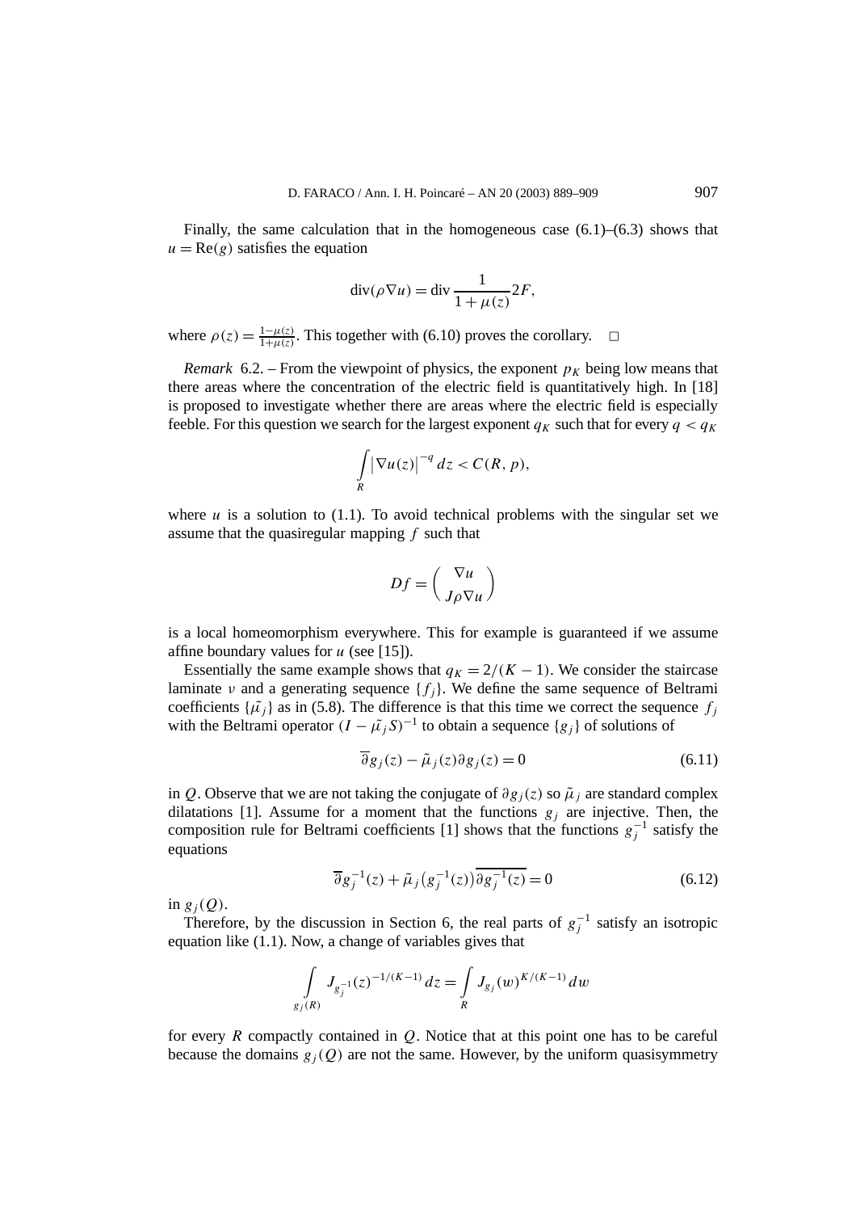Finally, the same calculation that in the homogeneous case (6.1)–(6.3) shows that $u = \mathrm{Re}(g)$ satisfies the equation

$$\operatorname{div}(\rho \nabla u) = \operatorname{div} \frac{1}{1+\mu(z)} 2F,$$

where $\rho(z) = \frac{1-\mu(z)}{1+\mu(z)}$. This together with (6.10) proves the corollary. □

*Remark* 6.2. – From the viewpoint of physics, the exponent $p_K$ being low means that there areas where the concentration of the electric field is quantitatively high. In [18] is proposed to investigate whether there are areas where the electric field is especially feeble. For this question we search for the largest exponent $q_K$ such that for every $q < q_K$

$$\int\limits_R \left|\nabla u(z)\right|^{-q} dz < C(R, p),$$

where $u$ is a solution to (1.1). To avoid technical problems with the singular set we assume that the quasiregular mapping $f$ such that

$$Df = \begin{pmatrix} \nabla u \\ J\rho \nabla u \end{pmatrix}$$

is a local homeomorphism everywhere. This for example is guaranteed if we assume affine boundary values for $u$ (see [15]).

Essentially the same example shows that $q_K = 2/(K-1)$. We consider the staircase laminate $\nu$ and a generating sequence $\{f_j\}$. We define the same sequence of Beltrami coefficients $\{\tilde{\mu_j}\}$ as in (5.8). The difference is that this time we correct the sequence $f_j$ with the Beltrami operator $(I - \tilde{\mu_j} S)^{-1}$ to obtain a sequence $\{g_j\}$ of solutions of

$$\overline{\partial} g_j(z) - \tilde{\mu}_j(z) \partial g_j(z) = 0 \tag{6.11}$$

in $Q$. Observe that we are not taking the conjugate of $\partial g_j(z)$ so $\tilde{\mu}_j$ are standard complex dilatations [1]. Assume for a moment that the functions $g_j$ are injective. Then, the composition rule for Beltrami coefficients [1] shows that the functions $g_j^{-1}$ satisfy the equations

$$\overline{\partial} g_j^{-1}(z) + \tilde{\mu}_j\big(g_j^{-1}(z)\big)\overline{\partial g_j^{-1}(z)} = 0 \tag{6.12}$$

in $g_j(Q)$.

Therefore, by the discussion in Section 6, the real parts of $g_j^{-1}$ satisfy an isotropic equation like (1.1). Now, a change of variables gives that

$$\int\limits_{g_j(R)} J_{g_j^{-1}}(z)^{-1/(K-1)}\, dz = \int\limits_R J_{g_j}(w)^{K/(K-1)}\, dw$$

for every $R$ compactly contained in $Q$. Notice that at this point one has to be careful because the domains $g_j(Q)$ are not the same. However, by the uniform quasisymmetry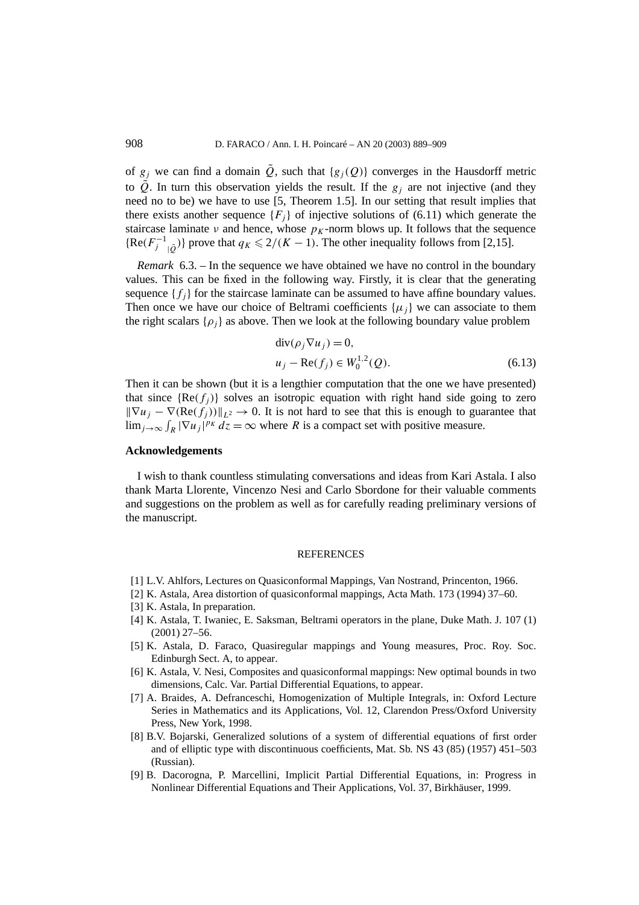of $g_j$ we can find a domain $\tilde{Q}$, such that $\{g_j(Q)\}$ converges in the Hausdorff metric to $\tilde{Q}$. In turn this observation yields the result. If the $g_j$ are not injective (and they need no to be) we have to use [5, Theorem 1.5]. In our setting that result implies that there exists another sequence $\{F_j\}$ of injective solutions of (6.11) which generate the staircase laminate $\nu$ and hence, whose $p_K$-norm blows up. It follows that the sequence $\{\mathrm{Re}(F_j^{-1}{}_{|\tilde{Q}})\}$ prove that $q_K \leqslant 2/(K-1)$. The other inequality follows from [2,15].

*Remark* 6.3. – In the sequence we have obtained we have no control in the boundary values. This can be fixed in the following way. Firstly, it is clear that the generating sequence $\{f_j\}$ for the staircase laminate can be assumed to have affine boundary values. Then once we have our choice of Beltrami coefficients $\{\mu_j\}$ we can associate to them the right scalars $\{\rho_j\}$ as above. Then we look at the following boundary value problem

$$
\begin{aligned}
&\operatorname{div}(\rho_j \nabla u_j) = 0, \\
&u_j - \mathrm{Re}(f_j) \in W_0^{1,2}(Q).
\end{aligned} \tag{6.13}
$$

Then it can be shown (but it is a lengthier computation that the one we have presented) that since $\{\mathrm{Re}(f_j)\}$ solves an isotropic equation with right hand side going to zero $\|\nabla u_j - \nabla(\mathrm{Re}(f_j))\|_{L^2} \to 0$. It is not hard to see that this is enough to guarantee that $\lim_{j\to\infty} \int_R |\nabla u_j|^{p_K}\, dz = \infty$ where $R$ is a compact set with positive measure.

## Acknowledgements

I wish to thank countless stimulating conversations and ideas from Kari Astala. I also thank Marta Llorente, Vincenzo Nesi and Carlo Sbordone for their valuable comments and suggestions on the problem as well as for carefully reading preliminary versions of the manuscript.

## REFERENCES

[1] L.V. Ahlfors, Lectures on Quasiconformal Mappings, Van Nostrand, Princenton, 1966.

[2] K. Astala, Area distortion of quasiconformal mappings, Acta Math. 173 (1994) 37–60.

[3] K. Astala, In preparation.

[4] K. Astala, T. Iwaniec, E. Saksman, Beltrami operators in the plane, Duke Math. J. 107 (1) (2001) 27–56.

[5] K. Astala, D. Faraco, Quasiregular mappings and Young measures, Proc. Roy. Soc. Edinburgh Sect. A, to appear.

[6] K. Astala, V. Nesi, Composites and quasiconformal mappings: New optimal bounds in two dimensions, Calc. Var. Partial Differential Equations, to appear.

[7] A. Braides, A. Defranceschi, Homogenization of Multiple Integrals, in: Oxford Lecture Series in Mathematics and its Applications, Vol. 12, Clarendon Press/Oxford University Press, New York, 1998.

[8] B.V. Bojarski, Generalized solutions of a system of differential equations of first order and of elliptic type with discontinuous coefficients, Mat. Sb. NS 43 (85) (1957) 451–503 (Russian).

[9] B. Dacorogna, P. Marcellini, Implicit Partial Differential Equations, in: Progress in Nonlinear Differential Equations and Their Applications, Vol. 37, Birkhäuser, 1999.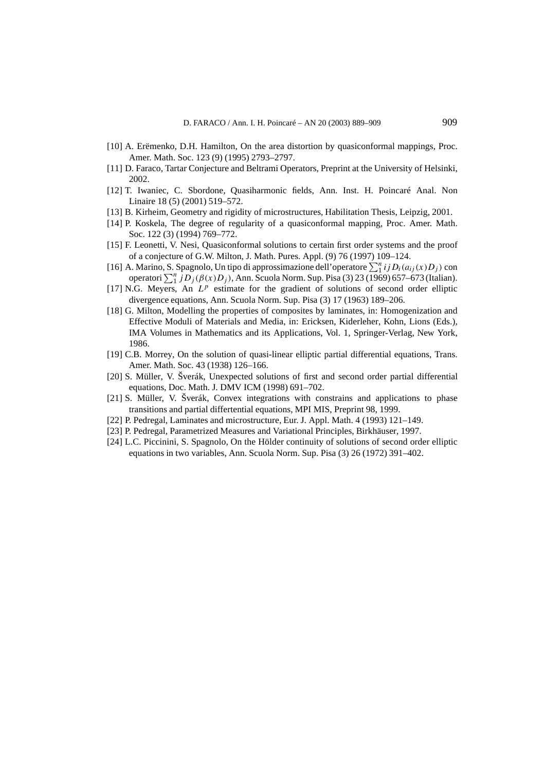[10] A. Erëmenko, D.H. Hamilton, On the area distortion by quasiconformal mappings, Proc. Amer. Math. Soc. 123 (9) (1995) 2793–2797.

[11] D. Faraco, Tartar Conjecture and Beltrami Operators, Preprint at the University of Helsinki, 2002.

[12] T. Iwaniec, C. Sbordone, Quasiharmonic fields, Ann. Inst. H. Poincaré Anal. Non Linaire 18 (5) (2001) 519–572.

[13] B. Kirheim, Geometry and rigidity of microstructures, Habilitation Thesis, Leipzig, 2001.

[14] P. Koskela, The degree of regularity of a quasiconformal mapping, Proc. Amer. Math. Soc. 122 (3) (1994) 769–772.

[15] F. Leonetti, V. Nesi, Quasiconformal solutions to certain first order systems and the proof of a conjecture of G.W. Milton, J. Math. Pures. Appl. (9) 76 (1997) 109–124.

[16] A. Marino, S. Spagnolo, Un tipo di approssimazione dell'operatore $\sum_1^n ij D_i(a_{ij}(x)D_j)$ con operatori $\sum_1^n j D_j(\beta(x)D_j)$, Ann. Scuola Norm. Sup. Pisa (3) 23 (1969) 657–673 (Italian).

[17] N.G. Meyers, An $L^p$ estimate for the gradient of solutions of second order elliptic divergence equations, Ann. Scuola Norm. Sup. Pisa (3) 17 (1963) 189–206.

[18] G. Milton, Modelling the properties of composites by laminates, in: Homogenization and Effective Moduli of Materials and Media, in: Ericksen, Kiderleher, Kohn, Lions (Eds.), IMA Volumes in Mathematics and its Applications, Vol. 1, Springer-Verlag, New York, 1986.

[19] C.B. Morrey, On the solution of quasi-linear elliptic partial differential equations, Trans. Amer. Math. Soc. 43 (1938) 126–166.

[20] S. Müller, V. Šverák, Unexpected solutions of first and second order partial differential equations, Doc. Math. J. DMV ICM (1998) 691–702.

[21] S. Müller, V. Šverák, Convex integrations with constrains and applications to phase transitions and partial differtential equations, MPI MIS, Preprint 98, 1999.

[22] P. Pedregal, Laminates and microstructure, Eur. J. Appl. Math. 4 (1993) 121–149.

[23] P. Pedregal, Parametrized Measures and Variational Principles, Birkhäuser, 1997.

[24] L.C. Piccinini, S. Spagnolo, On the Hölder continuity of solutions of second order elliptic equations in two variables, Ann. Scuola Norm. Sup. Pisa (3) 26 (1972) 391–402.